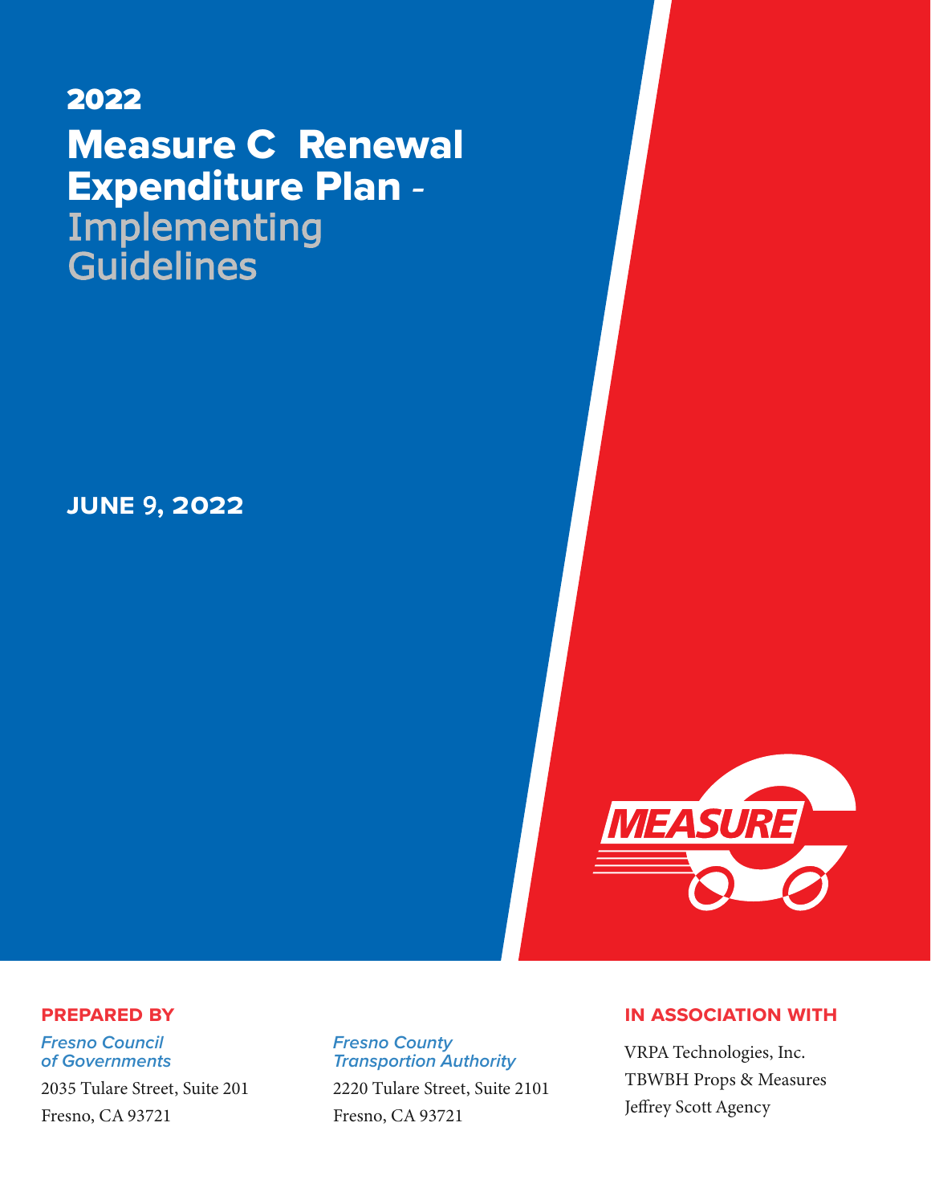# 2022

# Measure C Renewal Expenditure Plan - Implementing Guidelines

**JUNE 9, 2022**

**PREPARED BY**

***Fresno Council of Governments***
2035 Tulare Street, Suite 201
Fresno, CA 93721

***Fresno County Transportion Authority***
2220 Tulare Street, Suite 2101
Fresno, CA 93721

**IN ASSOCIATION WITH**

VRPA Technologies, Inc.
TBWBH Props & Measures
Jeffrey Scott Agency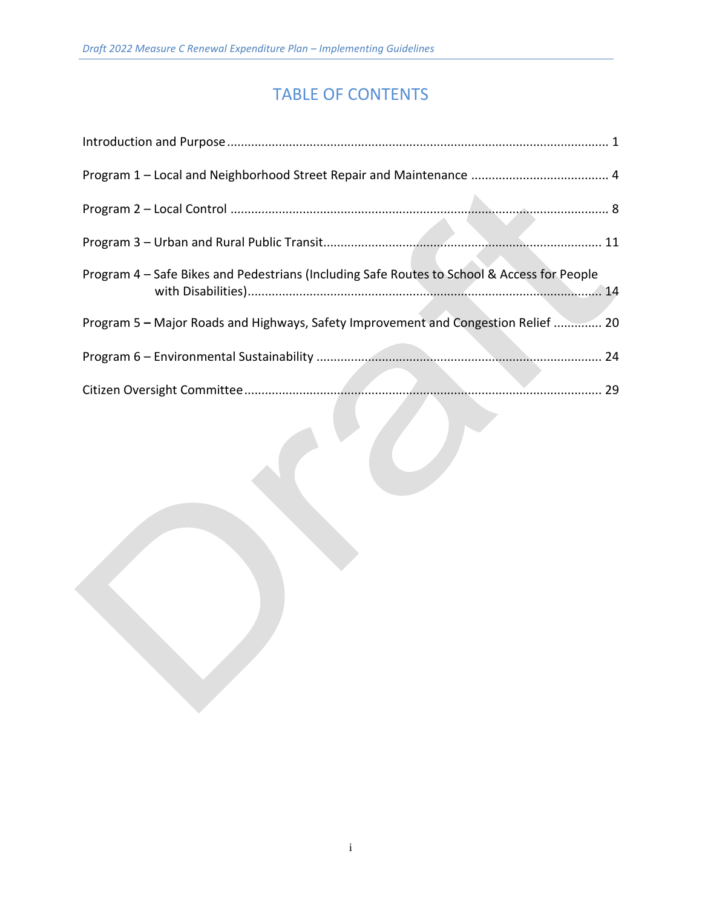# TABLE OF CONTENTS

Introduction and Purpose ........................................................................................................ 1

Program 1 – Local and Neighborhood Street Repair and Maintenance ........................................ 4

Program 2 – Local Control ........................................................................................................ 8

Program 3 – Urban and Rural Public Transit............................................................................. 11

Program 4 – Safe Bikes and Pedestrians (Including Safe Routes to School & Access for People with Disabilities)........................................................................................................ 14

Program 5 **–** Major Roads and Highways, Safety Improvement and Congestion Relief ............. 20

Program 6 – Environmental Sustainability ................................................................................ 24

Citizen Oversight Committee .................................................................................................. 29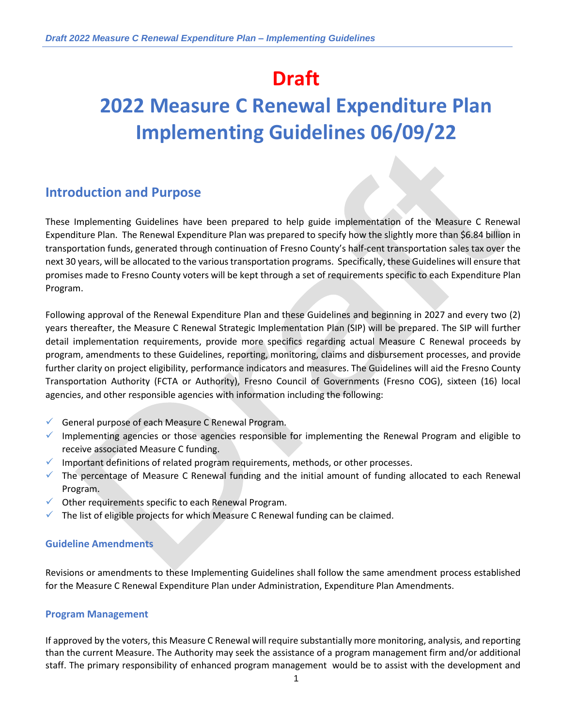# Draft

# 2022 Measure C Renewal Expenditure Plan Implementing Guidelines 06/09/22

## Introduction and Purpose

These Implementing Guidelines have been prepared to help guide implementation of the Measure C Renewal Expenditure Plan. The Renewal Expenditure Plan was prepared to specify how the slightly more than $6.84 billion in transportation funds, generated through continuation of Fresno County's half-cent transportation sales tax over the next 30 years, will be allocated to the various transportation programs. Specifically, these Guidelines will ensure that promises made to Fresno County voters will be kept through a set of requirements specific to each Expenditure Plan Program.

Following approval of the Renewal Expenditure Plan and these Guidelines and beginning in 2027 and every two (2) years thereafter, the Measure C Renewal Strategic Implementation Plan (SIP) will be prepared. The SIP will further detail implementation requirements, provide more specifics regarding actual Measure C Renewal proceeds by program, amendments to these Guidelines, reporting, monitoring, claims and disbursement processes, and provide further clarity on project eligibility, performance indicators and measures. The Guidelines will aid the Fresno County Transportation Authority (FCTA or Authority), Fresno Council of Governments (Fresno COG), sixteen (16) local agencies, and other responsible agencies with information including the following:

- General purpose of each Measure C Renewal Program.
- Implementing agencies or those agencies responsible for implementing the Renewal Program and eligible to receive associated Measure C funding.
- Important definitions of related program requirements, methods, or other processes.
- The percentage of Measure C Renewal funding and the initial amount of funding allocated to each Renewal Program.
- Other requirements specific to each Renewal Program.
- The list of eligible projects for which Measure C Renewal funding can be claimed.

### Guideline Amendments

Revisions or amendments to these Implementing Guidelines shall follow the same amendment process established for the Measure C Renewal Expenditure Plan under Administration, Expenditure Plan Amendments.

### Program Management

If approved by the voters, this Measure C Renewal will require substantially more monitoring, analysis, and reporting than the current Measure. The Authority may seek the assistance of a program management firm and/or additional staff. The primary responsibility of enhanced program management would be to assist with the development and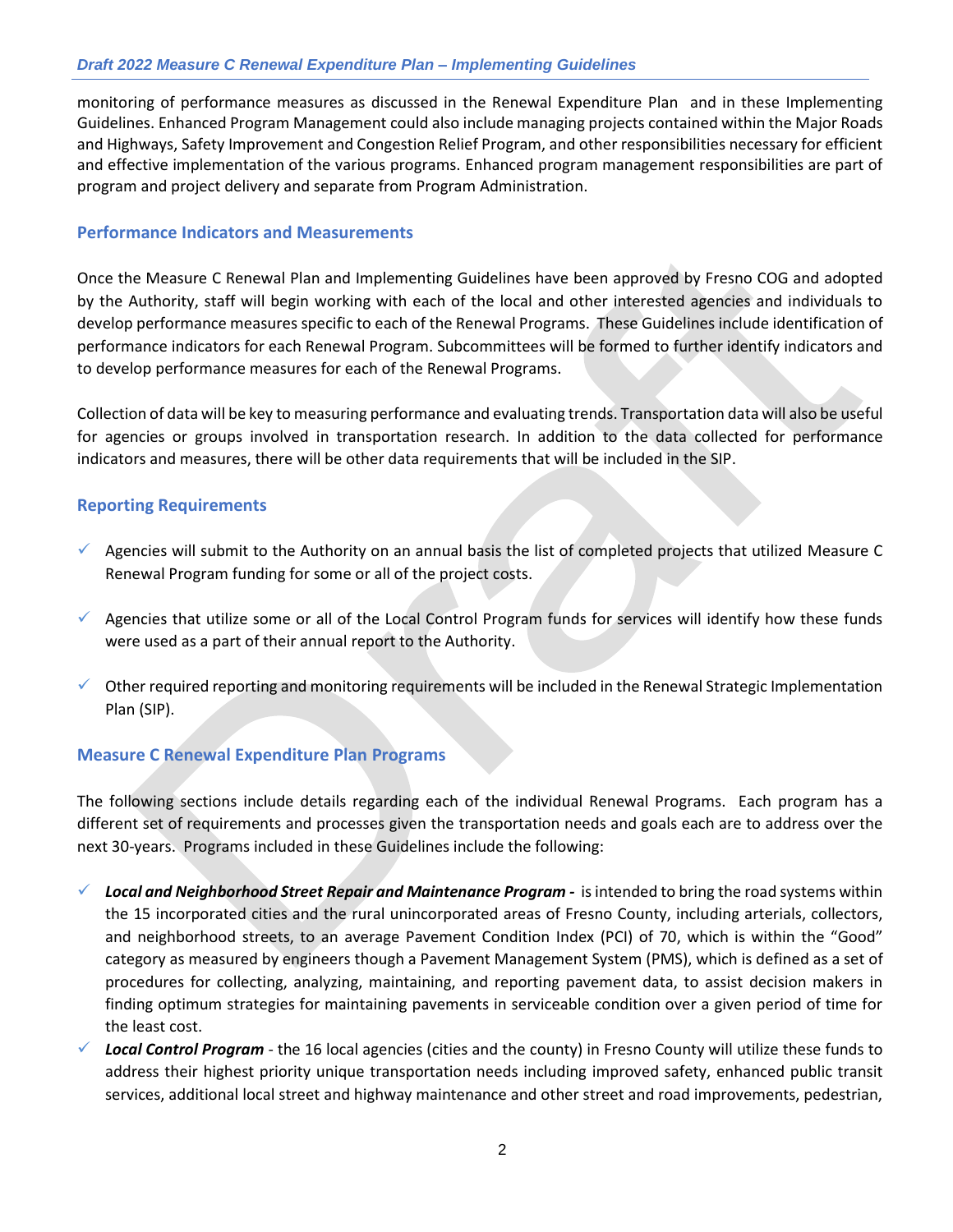monitoring of performance measures as discussed in the Renewal Expenditure Plan and in these Implementing Guidelines. Enhanced Program Management could also include managing projects contained within the Major Roads and Highways, Safety Improvement and Congestion Relief Program, and other responsibilities necessary for efficient and effective implementation of the various programs. Enhanced program management responsibilities are part of program and project delivery and separate from Program Administration.

### Performance Indicators and Measurements

Once the Measure C Renewal Plan and Implementing Guidelines have been approved by Fresno COG and adopted by the Authority, staff will begin working with each of the local and other interested agencies and individuals to develop performance measures specific to each of the Renewal Programs. These Guidelines include identification of performance indicators for each Renewal Program. Subcommittees will be formed to further identify indicators and to develop performance measures for each of the Renewal Programs.

Collection of data will be key to measuring performance and evaluating trends. Transportation data will also be useful for agencies or groups involved in transportation research. In addition to the data collected for performance indicators and measures, there will be other data requirements that will be included in the SIP.

### Reporting Requirements

- ✓ Agencies will submit to the Authority on an annual basis the list of completed projects that utilized Measure C Renewal Program funding for some or all of the project costs.
- ✓ Agencies that utilize some or all of the Local Control Program funds for services will identify how these funds were used as a part of their annual report to the Authority.
- ✓ Other required reporting and monitoring requirements will be included in the Renewal Strategic Implementation Plan (SIP).

### Measure C Renewal Expenditure Plan Programs

The following sections include details regarding each of the individual Renewal Programs. Each program has a different set of requirements and processes given the transportation needs and goals each are to address over the next 30-years. Programs included in these Guidelines include the following:

- ✓ ***Local and Neighborhood Street Repair and Maintenance Program -*** is intended to bring the road systems within the 15 incorporated cities and the rural unincorporated areas of Fresno County, including arterials, collectors, and neighborhood streets, to an average Pavement Condition Index (PCI) of 70, which is within the "Good" category as measured by engineers though a Pavement Management System (PMS), which is defined as a set of procedures for collecting, analyzing, maintaining, and reporting pavement data, to assist decision makers in finding optimum strategies for maintaining pavements in serviceable condition over a given period of time for the least cost.
- ✓ ***Local Control Program*** - the 16 local agencies (cities and the county) in Fresno County will utilize these funds to address their highest priority unique transportation needs including improved safety, enhanced public transit services, additional local street and highway maintenance and other street and road improvements, pedestrian,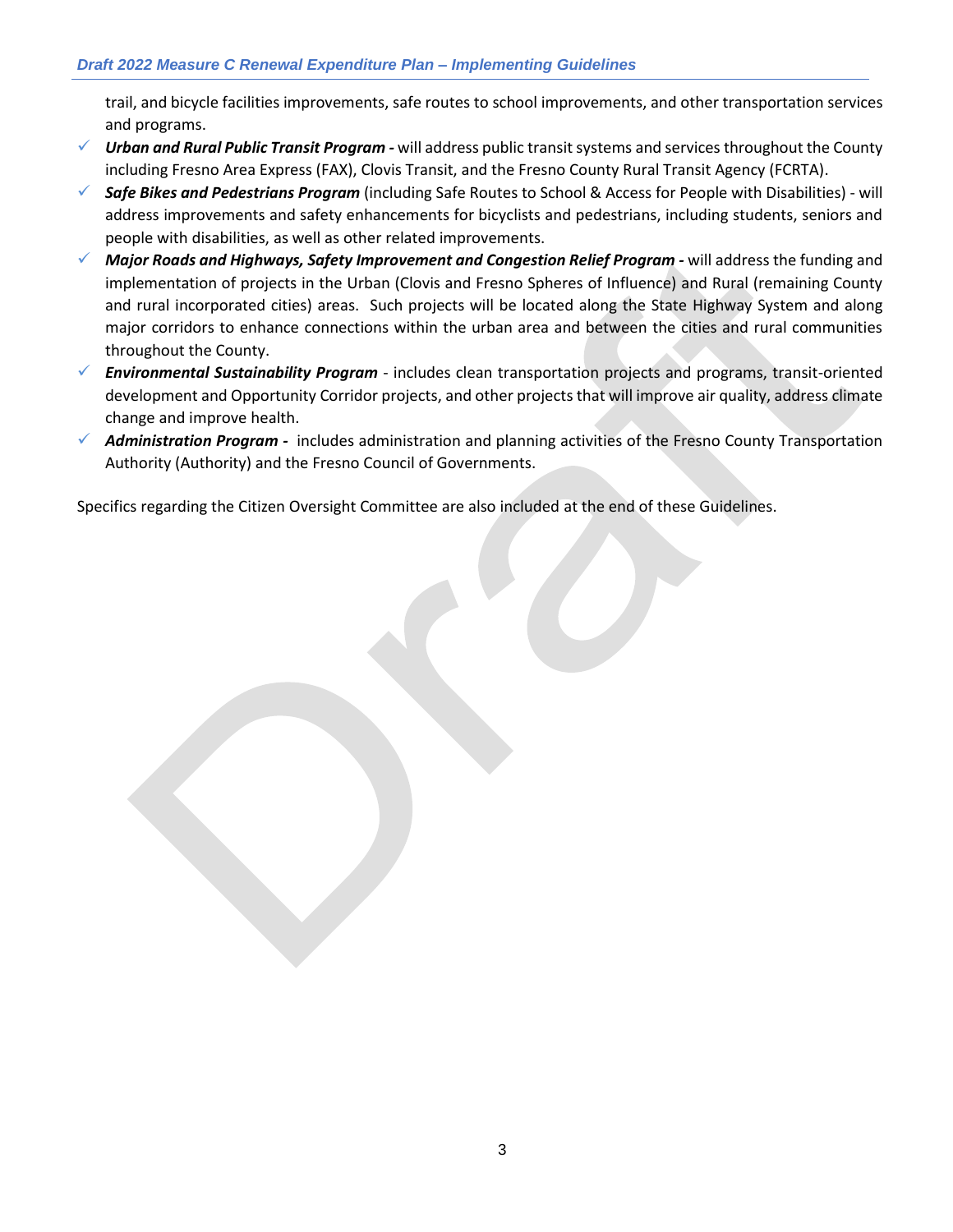trail, and bicycle facilities improvements, safe routes to school improvements, and other transportation services and programs.

- ***Urban and Rural Public Transit Program -*** will address public transit systems and services throughout the County including Fresno Area Express (FAX), Clovis Transit, and the Fresno County Rural Transit Agency (FCRTA).
- ***Safe Bikes and Pedestrians Program*** (including Safe Routes to School & Access for People with Disabilities) - will address improvements and safety enhancements for bicyclists and pedestrians, including students, seniors and people with disabilities, as well as other related improvements.
- ***Major Roads and Highways, Safety Improvement and Congestion Relief Program -*** will address the funding and implementation of projects in the Urban (Clovis and Fresno Spheres of Influence) and Rural (remaining County and rural incorporated cities) areas. Such projects will be located along the State Highway System and along major corridors to enhance connections within the urban area and between the cities and rural communities throughout the County.
- ***Environmental Sustainability Program*** - includes clean transportation projects and programs, transit-oriented development and Opportunity Corridor projects, and other projects that will improve air quality, address climate change and improve health.
- ***Administration Program -*** includes administration and planning activities of the Fresno County Transportation Authority (Authority) and the Fresno Council of Governments.

Specifics regarding the Citizen Oversight Committee are also included at the end of these Guidelines.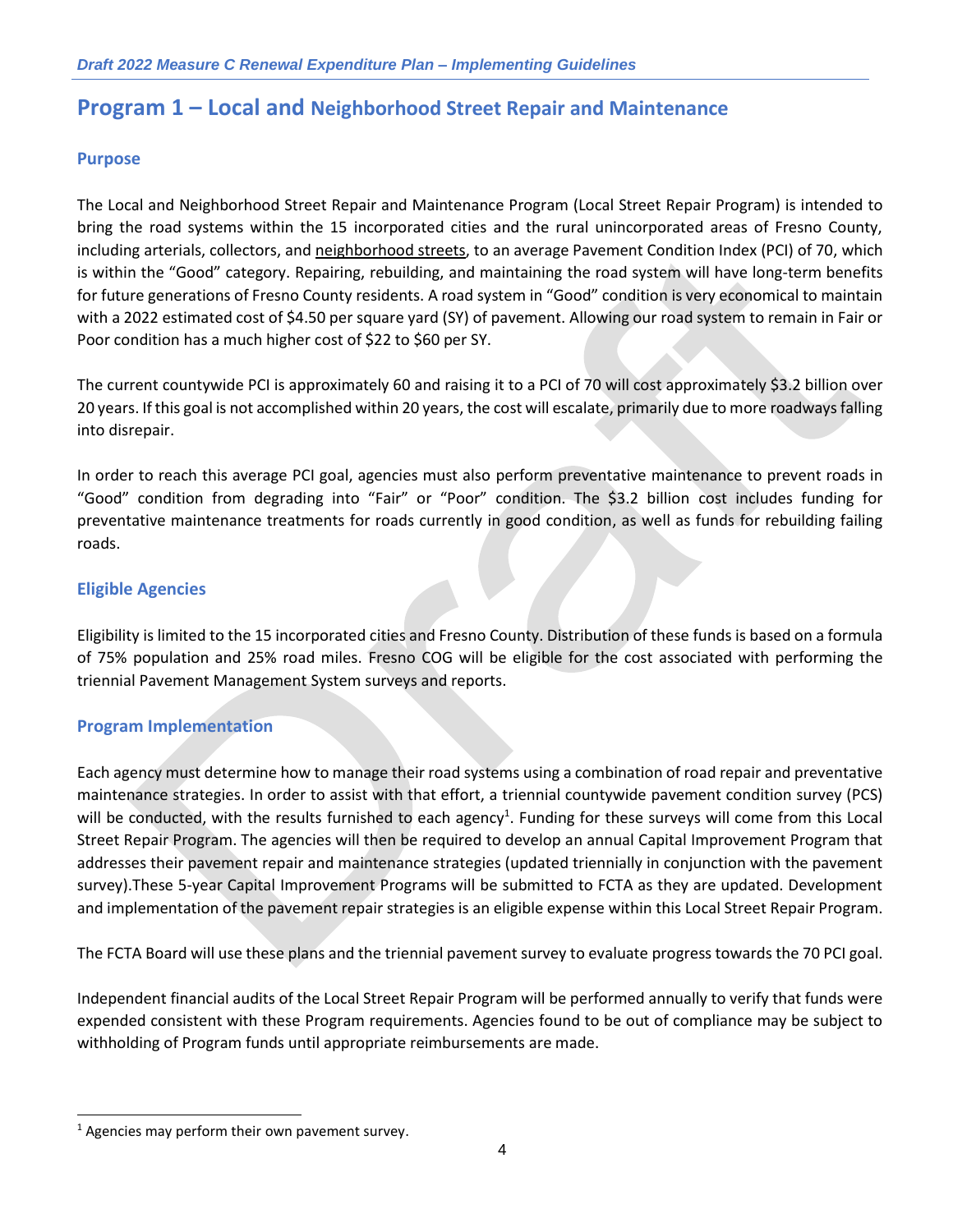# Program 1 – Local and Neighborhood Street Repair and Maintenance

## Purpose

The Local and Neighborhood Street Repair and Maintenance Program (Local Street Repair Program) is intended to bring the road systems within the 15 incorporated cities and the rural unincorporated areas of Fresno County, including arterials, collectors, and neighborhood streets, to an average Pavement Condition Index (PCI) of 70, which is within the "Good" category. Repairing, rebuilding, and maintaining the road system will have long-term benefits for future generations of Fresno County residents. A road system in "Good" condition is very economical to maintain with a 2022 estimated cost of $4.50 per square yard (SY) of pavement. Allowing our road system to remain in Fair or Poor condition has a much higher cost of $22 to $60 per SY.

The current countywide PCI is approximately 60 and raising it to a PCI of 70 will cost approximately $3.2 billion over 20 years. If this goal is not accomplished within 20 years, the cost will escalate, primarily due to more roadways falling into disrepair.

In order to reach this average PCI goal, agencies must also perform preventative maintenance to prevent roads in "Good" condition from degrading into "Fair" or "Poor" condition. The $3.2 billion cost includes funding for preventative maintenance treatments for roads currently in good condition, as well as funds for rebuilding failing roads.

## Eligible Agencies

Eligibility is limited to the 15 incorporated cities and Fresno County. Distribution of these funds is based on a formula of 75% population and 25% road miles. Fresno COG will be eligible for the cost associated with performing the triennial Pavement Management System surveys and reports.

## Program Implementation

Each agency must determine how to manage their road systems using a combination of road repair and preventative maintenance strategies. In order to assist with that effort, a triennial countywide pavement condition survey (PCS) will be conducted, with the results furnished to each agency[1]. Funding for these surveys will come from this Local Street Repair Program. The agencies will then be required to develop an annual Capital Improvement Program that addresses their pavement repair and maintenance strategies (updated triennially in conjunction with the pavement survey).These 5-year Capital Improvement Programs will be submitted to FCTA as they are updated. Development and implementation of the pavement repair strategies is an eligible expense within this Local Street Repair Program.

The FCTA Board will use these plans and the triennial pavement survey to evaluate progress towards the 70 PCI goal.

Independent financial audits of the Local Street Repair Program will be performed annually to verify that funds were expended consistent with these Program requirements. Agencies found to be out of compliance may be subject to withholding of Program funds until appropriate reimbursements are made.

[1] Agencies may perform their own pavement survey.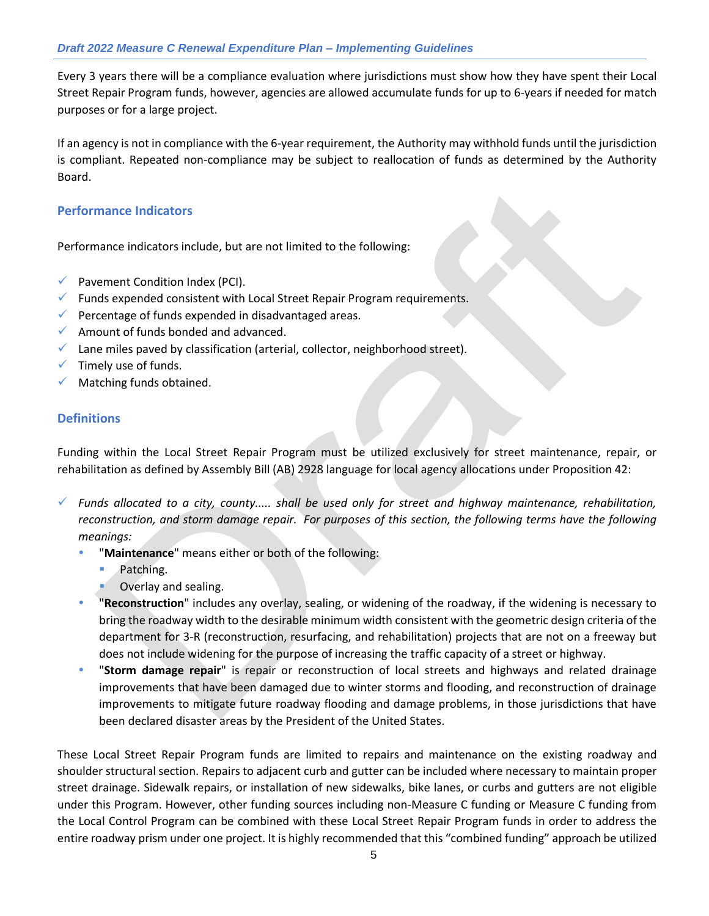Every 3 years there will be a compliance evaluation where jurisdictions must show how they have spent their Local Street Repair Program funds, however, agencies are allowed accumulate funds for up to 6-years if needed for match purposes or for a large project.

If an agency is not in compliance with the 6-year requirement, the Authority may withhold funds until the jurisdiction is compliant. Repeated non-compliance may be subject to reallocation of funds as determined by the Authority Board.

## Performance Indicators

Performance indicators include, but are not limited to the following:

- ✓ Pavement Condition Index (PCI).
- ✓ Funds expended consistent with Local Street Repair Program requirements.
- ✓ Percentage of funds expended in disadvantaged areas.
- ✓ Amount of funds bonded and advanced.
- ✓ Lane miles paved by classification (arterial, collector, neighborhood street).
- ✓ Timely use of funds.
- ✓ Matching funds obtained.

## Definitions

Funding within the Local Street Repair Program must be utilized exclusively for street maintenance, repair, or rehabilitation as defined by Assembly Bill (AB) 2928 language for local agency allocations under Proposition 42:

- ✓ *Funds allocated to a city, county..... shall be used only for street and highway maintenance, rehabilitation, reconstruction, and storm damage repair. For purposes of this section, the following terms have the following meanings:*
  - "**Maintenance**" means either or both of the following:
    - Patching.
    - Overlay and sealing.
  - "**Reconstruction**" includes any overlay, sealing, or widening of the roadway, if the widening is necessary to bring the roadway width to the desirable minimum width consistent with the geometric design criteria of the department for 3-R (reconstruction, resurfacing, and rehabilitation) projects that are not on a freeway but does not include widening for the purpose of increasing the traffic capacity of a street or highway.
  - "**Storm damage repair**" is repair or reconstruction of local streets and highways and related drainage improvements that have been damaged due to winter storms and flooding, and reconstruction of drainage improvements to mitigate future roadway flooding and damage problems, in those jurisdictions that have been declared disaster areas by the President of the United States.

These Local Street Repair Program funds are limited to repairs and maintenance on the existing roadway and shoulder structural section. Repairs to adjacent curb and gutter can be included where necessary to maintain proper street drainage. Sidewalk repairs, or installation of new sidewalks, bike lanes, or curbs and gutters are not eligible under this Program. However, other funding sources including non-Measure C funding or Measure C funding from the Local Control Program can be combined with these Local Street Repair Program funds in order to address the entire roadway prism under one project. It is highly recommended that this "combined funding" approach be utilized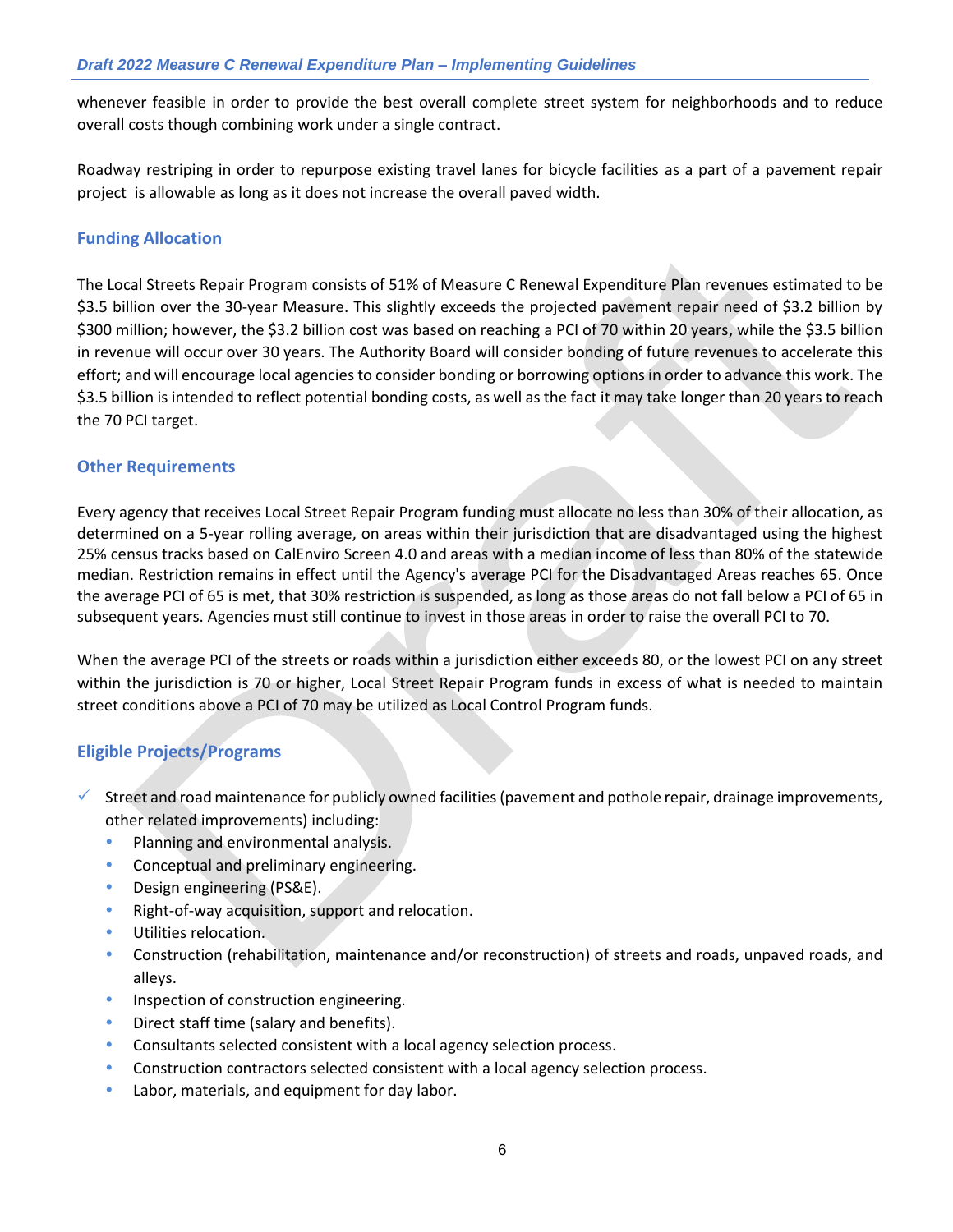whenever feasible in order to provide the best overall complete street system for neighborhoods and to reduce overall costs though combining work under a single contract.

Roadway restriping in order to repurpose existing travel lanes for bicycle facilities as a part of a pavement repair project is allowable as long as it does not increase the overall paved width.

### Funding Allocation

The Local Streets Repair Program consists of 51% of Measure C Renewal Expenditure Plan revenues estimated to be $3.5 billion over the 30-year Measure. This slightly exceeds the projected pavement repair need of $3.2 billion by $300 million; however, the $3.2 billion cost was based on reaching a PCI of 70 within 20 years, while the $3.5 billion in revenue will occur over 30 years. The Authority Board will consider bonding of future revenues to accelerate this effort; and will encourage local agencies to consider bonding or borrowing options in order to advance this work. The $3.5 billion is intended to reflect potential bonding costs, as well as the fact it may take longer than 20 years to reach the 70 PCI target.

### Other Requirements

Every agency that receives Local Street Repair Program funding must allocate no less than 30% of their allocation, as determined on a 5-year rolling average, on areas within their jurisdiction that are disadvantaged using the highest 25% census tracks based on CalEnviro Screen 4.0 and areas with a median income of less than 80% of the statewide median. Restriction remains in effect until the Agency's average PCI for the Disadvantaged Areas reaches 65. Once the average PCI of 65 is met, that 30% restriction is suspended, as long as those areas do not fall below a PCI of 65 in subsequent years. Agencies must still continue to invest in those areas in order to raise the overall PCI to 70.

When the average PCI of the streets or roads within a jurisdiction either exceeds 80, or the lowest PCI on any street within the jurisdiction is 70 or higher, Local Street Repair Program funds in excess of what is needed to maintain street conditions above a PCI of 70 may be utilized as Local Control Program funds.

### Eligible Projects/Programs

- ✓ Street and road maintenance for publicly owned facilities (pavement and pothole repair, drainage improvements, other related improvements) including:
  - Planning and environmental analysis.
  - Conceptual and preliminary engineering.
  - Design engineering (PS&E).
  - Right-of-way acquisition, support and relocation.
  - Utilities relocation.
  - Construction (rehabilitation, maintenance and/or reconstruction) of streets and roads, unpaved roads, and alleys.
  - Inspection of construction engineering.
  - Direct staff time (salary and benefits).
  - Consultants selected consistent with a local agency selection process.
  - Construction contractors selected consistent with a local agency selection process.
  - Labor, materials, and equipment for day labor.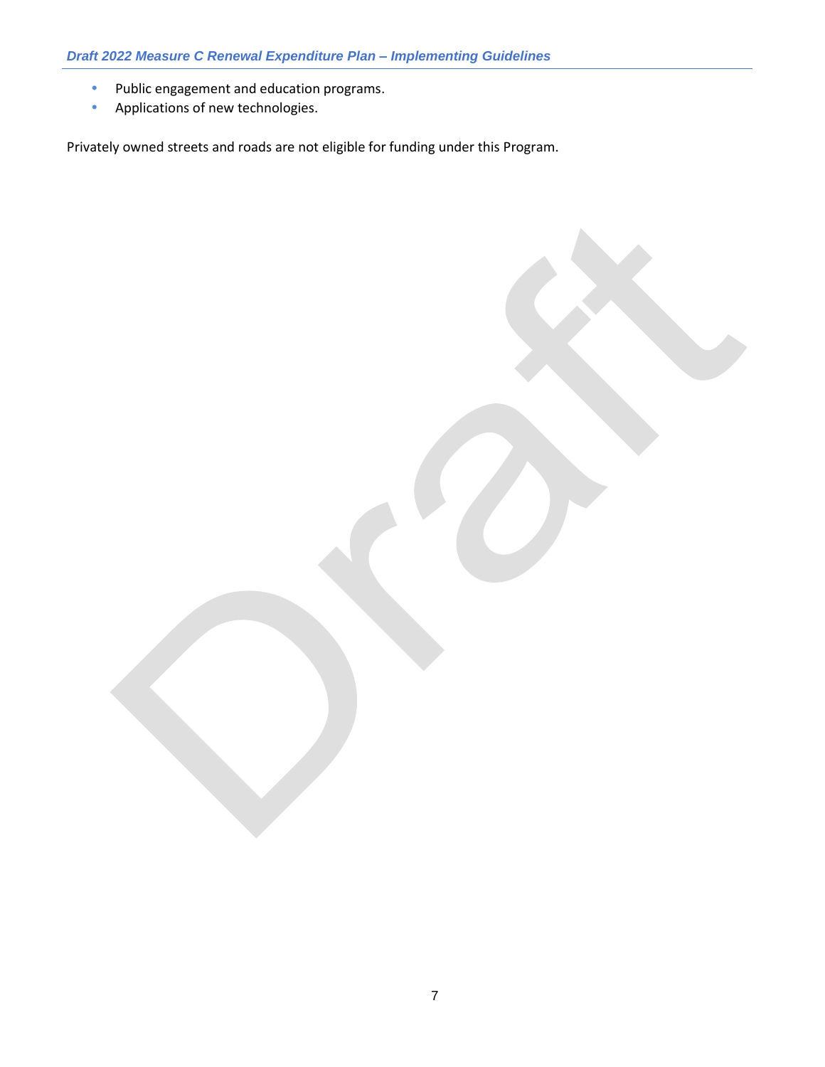- Public engagement and education programs.
- Applications of new technologies.

Privately owned streets and roads are not eligible for funding under this Program.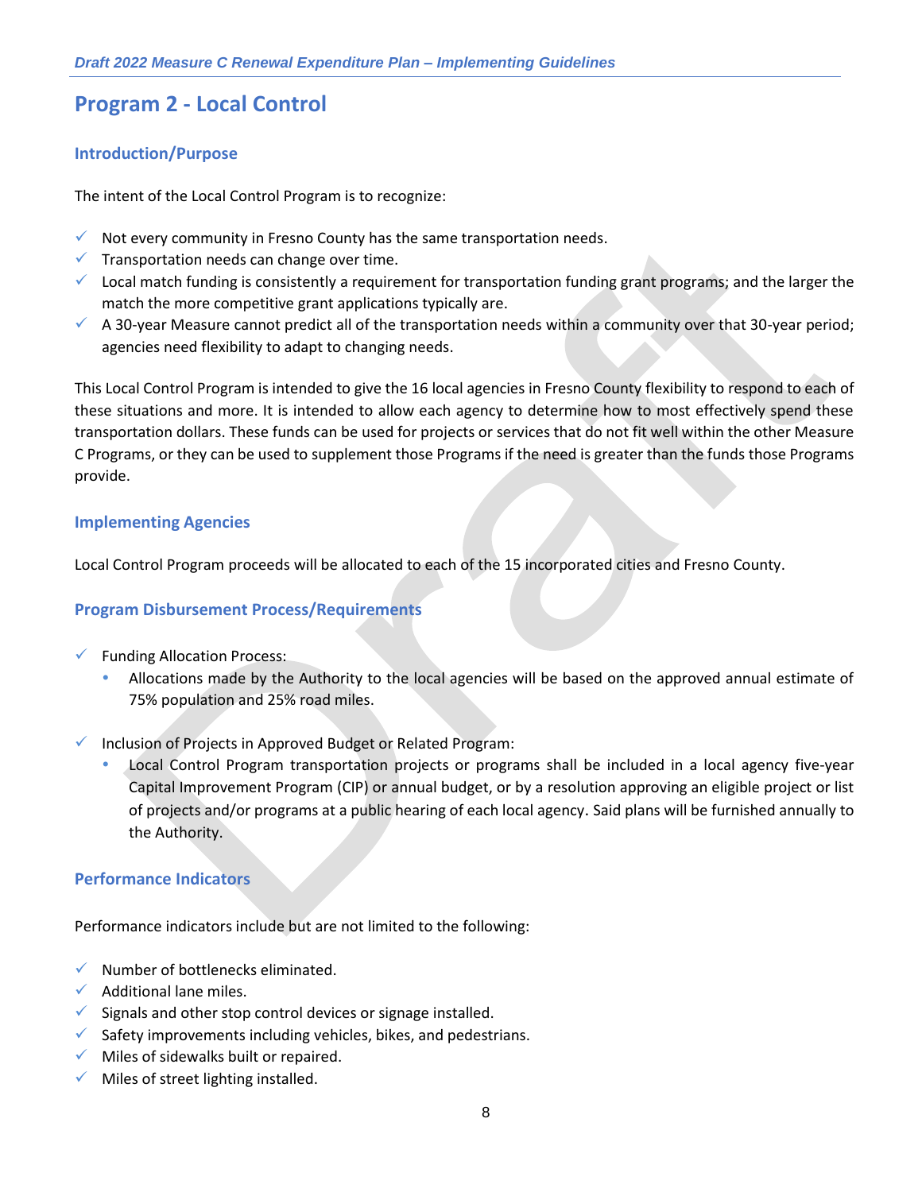# Program 2 - Local Control

## Introduction/Purpose

The intent of the Local Control Program is to recognize:

- Not every community in Fresno County has the same transportation needs.
- Transportation needs can change over time.
- Local match funding is consistently a requirement for transportation funding grant programs; and the larger the match the more competitive grant applications typically are.
- A 30-year Measure cannot predict all of the transportation needs within a community over that 30-year period; agencies need flexibility to adapt to changing needs.

This Local Control Program is intended to give the 16 local agencies in Fresno County flexibility to respond to each of these situations and more. It is intended to allow each agency to determine how to most effectively spend these transportation dollars. These funds can be used for projects or services that do not fit well within the other Measure C Programs, or they can be used to supplement those Programs if the need is greater than the funds those Programs provide.

## Implementing Agencies

Local Control Program proceeds will be allocated to each of the 15 incorporated cities and Fresno County.

## Program Disbursement Process/Requirements

- Funding Allocation Process:
  - Allocations made by the Authority to the local agencies will be based on the approved annual estimate of 75% population and 25% road miles.

- Inclusion of Projects in Approved Budget or Related Program:
  - Local Control Program transportation projects or programs shall be included in a local agency five-year Capital Improvement Program (CIP) or annual budget, or by a resolution approving an eligible project or list of projects and/or programs at a public hearing of each local agency. Said plans will be furnished annually to the Authority.

## Performance Indicators

Performance indicators include but are not limited to the following:

- Number of bottlenecks eliminated.
- Additional lane miles.
- Signals and other stop control devices or signage installed.
- Safety improvements including vehicles, bikes, and pedestrians.
- Miles of sidewalks built or repaired.
- Miles of street lighting installed.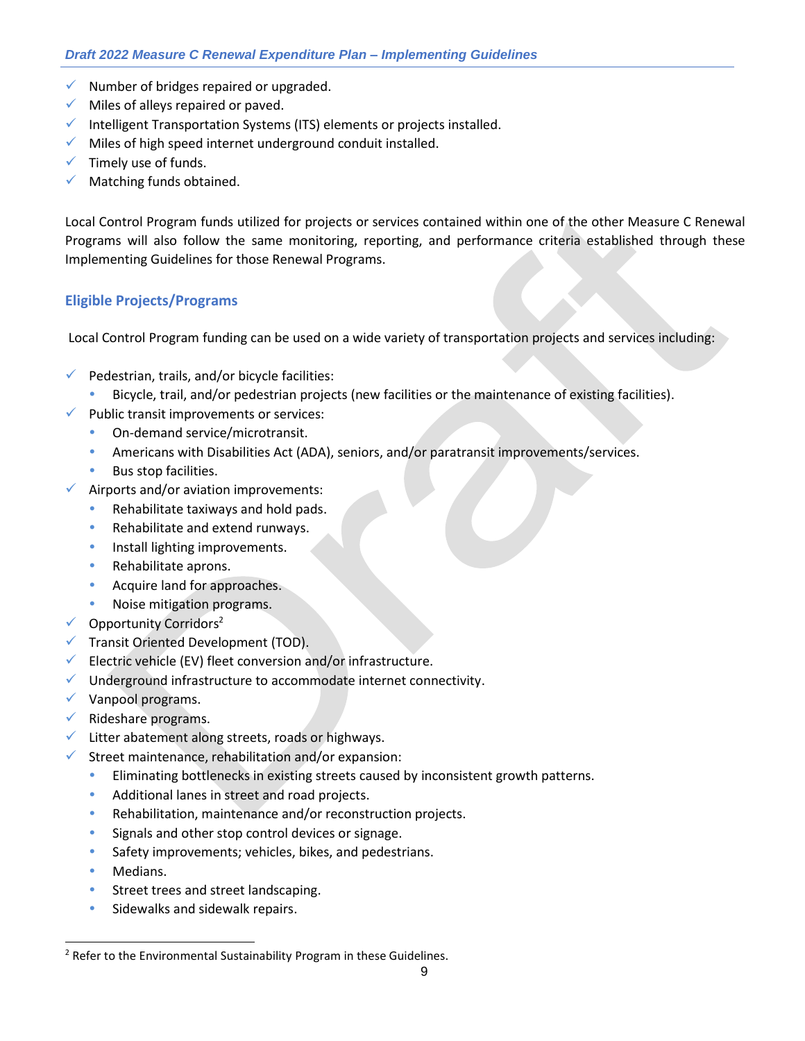- ✓ Number of bridges repaired or upgraded.
- ✓ Miles of alleys repaired or paved.
- ✓ Intelligent Transportation Systems (ITS) elements or projects installed.
- ✓ Miles of high speed internet underground conduit installed.
- ✓ Timely use of funds.
- ✓ Matching funds obtained.

Local Control Program funds utilized for projects or services contained within one of the other Measure C Renewal Programs will also follow the same monitoring, reporting, and performance criteria established through these Implementing Guidelines for those Renewal Programs.

### Eligible Projects/Programs

Local Control Program funding can be used on a wide variety of transportation projects and services including:

- ✓ Pedestrian, trails, and/or bicycle facilities:
  - Bicycle, trail, and/or pedestrian projects (new facilities or the maintenance of existing facilities).
- ✓ Public transit improvements or services:
  - On-demand service/microtransit.
  - Americans with Disabilities Act (ADA), seniors, and/or paratransit improvements/services.
  - Bus stop facilities.
- ✓ Airports and/or aviation improvements:
  - Rehabilitate taxiways and hold pads.
  - Rehabilitate and extend runways.
  - Install lighting improvements.
  - Rehabilitate aprons.
  - Acquire land for approaches.
  - Noise mitigation programs.
- ✓ Opportunity Corridors[2]
- ✓ Transit Oriented Development (TOD).
- ✓ Electric vehicle (EV) fleet conversion and/or infrastructure.
- ✓ Underground infrastructure to accommodate internet connectivity.
- ✓ Vanpool programs.
- ✓ Rideshare programs.
- ✓ Litter abatement along streets, roads or highways.
- ✓ Street maintenance, rehabilitation and/or expansion:
  - Eliminating bottlenecks in existing streets caused by inconsistent growth patterns.
  - Additional lanes in street and road projects.
  - Rehabilitation, maintenance and/or reconstruction projects.
  - Signals and other stop control devices or signage.
  - Safety improvements; vehicles, bikes, and pedestrians.
  - Medians.
  - Street trees and street landscaping.
  - Sidewalks and sidewalk repairs.

[2] Refer to the Environmental Sustainability Program in these Guidelines.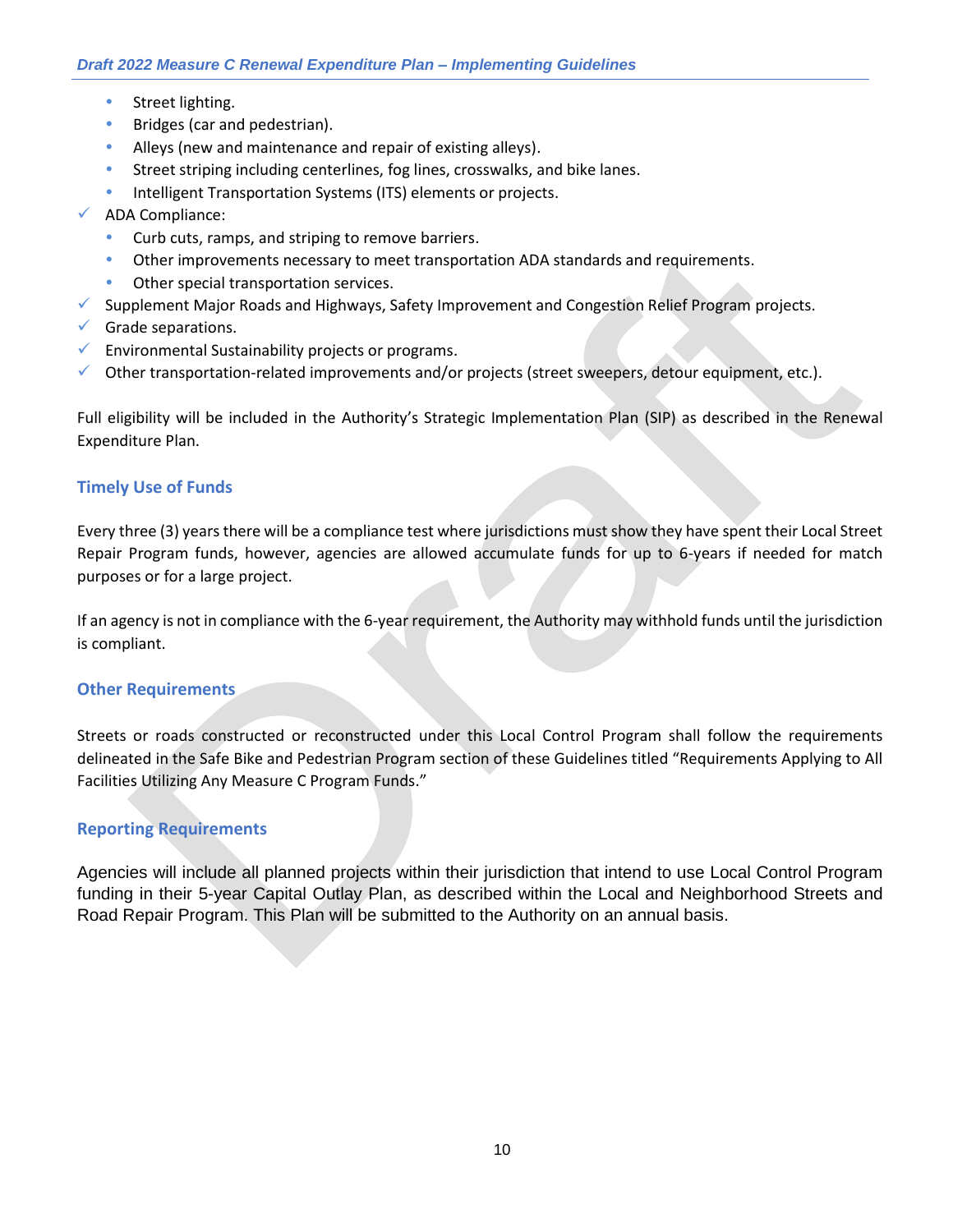- Street lighting.
- Bridges (car and pedestrian).
- Alleys (new and maintenance and repair of existing alleys).
- Street striping including centerlines, fog lines, crosswalks, and bike lanes.
- Intelligent Transportation Systems (ITS) elements or projects.

- ✓ ADA Compliance:
  - Curb cuts, ramps, and striping to remove barriers.
  - Other improvements necessary to meet transportation ADA standards and requirements.
  - Other special transportation services.
- ✓ Supplement Major Roads and Highways, Safety Improvement and Congestion Relief Program projects.
- ✓ Grade separations.
- ✓ Environmental Sustainability projects or programs.
- ✓ Other transportation-related improvements and/or projects (street sweepers, detour equipment, etc.).

Full eligibility will be included in the Authority's Strategic Implementation Plan (SIP) as described in the Renewal Expenditure Plan.

### Timely Use of Funds

Every three (3) years there will be a compliance test where jurisdictions must show they have spent their Local Street Repair Program funds, however, agencies are allowed accumulate funds for up to 6-years if needed for match purposes or for a large project.

If an agency is not in compliance with the 6-year requirement, the Authority may withhold funds until the jurisdiction is compliant.

### Other Requirements

Streets or roads constructed or reconstructed under this Local Control Program shall follow the requirements delineated in the Safe Bike and Pedestrian Program section of these Guidelines titled "Requirements Applying to All Facilities Utilizing Any Measure C Program Funds."

### Reporting Requirements

Agencies will include all planned projects within their jurisdiction that intend to use Local Control Program funding in their 5-year Capital Outlay Plan, as described within the Local and Neighborhood Streets and Road Repair Program. This Plan will be submitted to the Authority on an annual basis.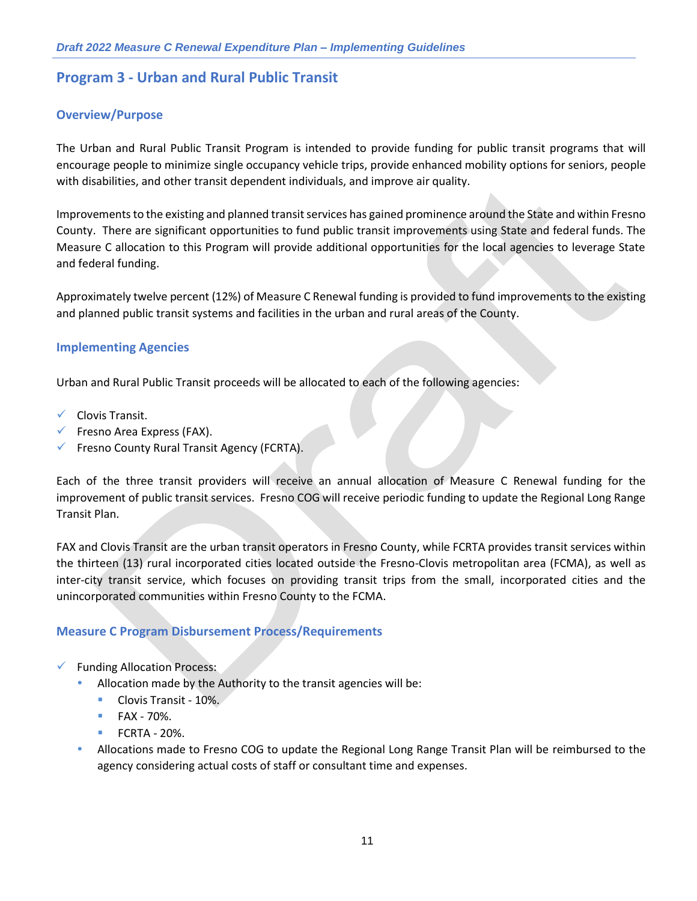## Program 3 - Urban and Rural Public Transit

### Overview/Purpose

The Urban and Rural Public Transit Program is intended to provide funding for public transit programs that will encourage people to minimize single occupancy vehicle trips, provide enhanced mobility options for seniors, people with disabilities, and other transit dependent individuals, and improve air quality.

Improvements to the existing and planned transit services has gained prominence around the State and within Fresno County. There are significant opportunities to fund public transit improvements using State and federal funds. The Measure C allocation to this Program will provide additional opportunities for the local agencies to leverage State and federal funding.

Approximately twelve percent (12%) of Measure C Renewal funding is provided to fund improvements to the existing and planned public transit systems and facilities in the urban and rural areas of the County.

### Implementing Agencies

Urban and Rural Public Transit proceeds will be allocated to each of the following agencies:

- ✓ Clovis Transit.
- ✓ Fresno Area Express (FAX).
- ✓ Fresno County Rural Transit Agency (FCRTA).

Each of the three transit providers will receive an annual allocation of Measure C Renewal funding for the improvement of public transit services. Fresno COG will receive periodic funding to update the Regional Long Range Transit Plan.

FAX and Clovis Transit are the urban transit operators in Fresno County, while FCRTA provides transit services within the thirteen (13) rural incorporated cities located outside the Fresno-Clovis metropolitan area (FCMA), as well as inter-city transit service, which focuses on providing transit trips from the small, incorporated cities and the unincorporated communities within Fresno County to the FCMA.

### Measure C Program Disbursement Process/Requirements

- ✓ Funding Allocation Process:
  - Allocation made by the Authority to the transit agencies will be:
    - Clovis Transit - 10%.
    - FAX - 70%.
    - FCRTA - 20%.
  - Allocations made to Fresno COG to update the Regional Long Range Transit Plan will be reimbursed to the agency considering actual costs of staff or consultant time and expenses.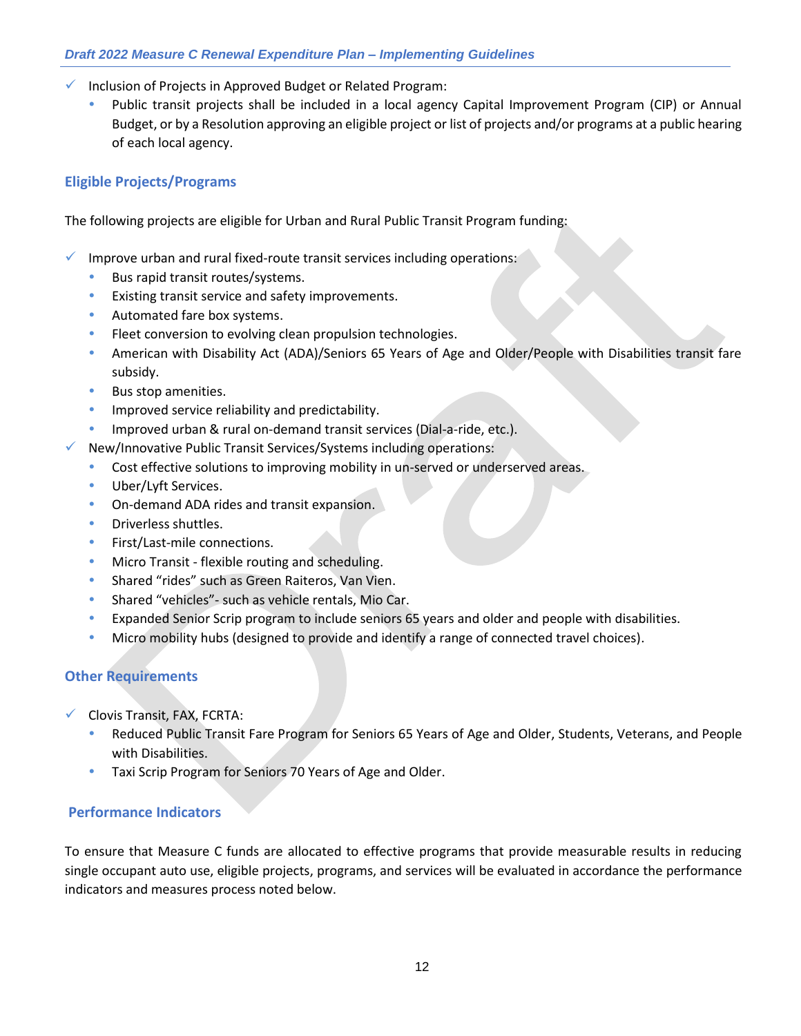- Inclusion of Projects in Approved Budget or Related Program:
    - Public transit projects shall be included in a local agency Capital Improvement Program (CIP) or Annual Budget, or by a Resolution approving an eligible project or list of projects and/or programs at a public hearing of each local agency.

### Eligible Projects/Programs

The following projects are eligible for Urban and Rural Public Transit Program funding:

- Improve urban and rural fixed-route transit services including operations:
    - Bus rapid transit routes/systems.
    - Existing transit service and safety improvements.
    - Automated fare box systems.
    - Fleet conversion to evolving clean propulsion technologies.
    - American with Disability Act (ADA)/Seniors 65 Years of Age and Older/People with Disabilities transit fare subsidy.
    - Bus stop amenities.
    - Improved service reliability and predictability.
    - Improved urban & rural on-demand transit services (Dial-a-ride, etc.).
- New/Innovative Public Transit Services/Systems including operations:
    - Cost effective solutions to improving mobility in un-served or underserved areas.
    - Uber/Lyft Services.
    - On-demand ADA rides and transit expansion.
    - Driverless shuttles.
    - First/Last-mile connections.
    - Micro Transit - flexible routing and scheduling.
    - Shared "rides" such as Green Raiteros, Van Vien.
    - Shared "vehicles"- such as vehicle rentals, Mio Car.
    - Expanded Senior Scrip program to include seniors 65 years and older and people with disabilities.
    - Micro mobility hubs (designed to provide and identify a range of connected travel choices).

### Other Requirements

- Clovis Transit, FAX, FCRTA:
    - Reduced Public Transit Fare Program for Seniors 65 Years of Age and Older, Students, Veterans, and People with Disabilities.
    - Taxi Scrip Program for Seniors 70 Years of Age and Older.

### Performance Indicators

To ensure that Measure C funds are allocated to effective programs that provide measurable results in reducing single occupant auto use, eligible projects, programs, and services will be evaluated in accordance the performance indicators and measures process noted below.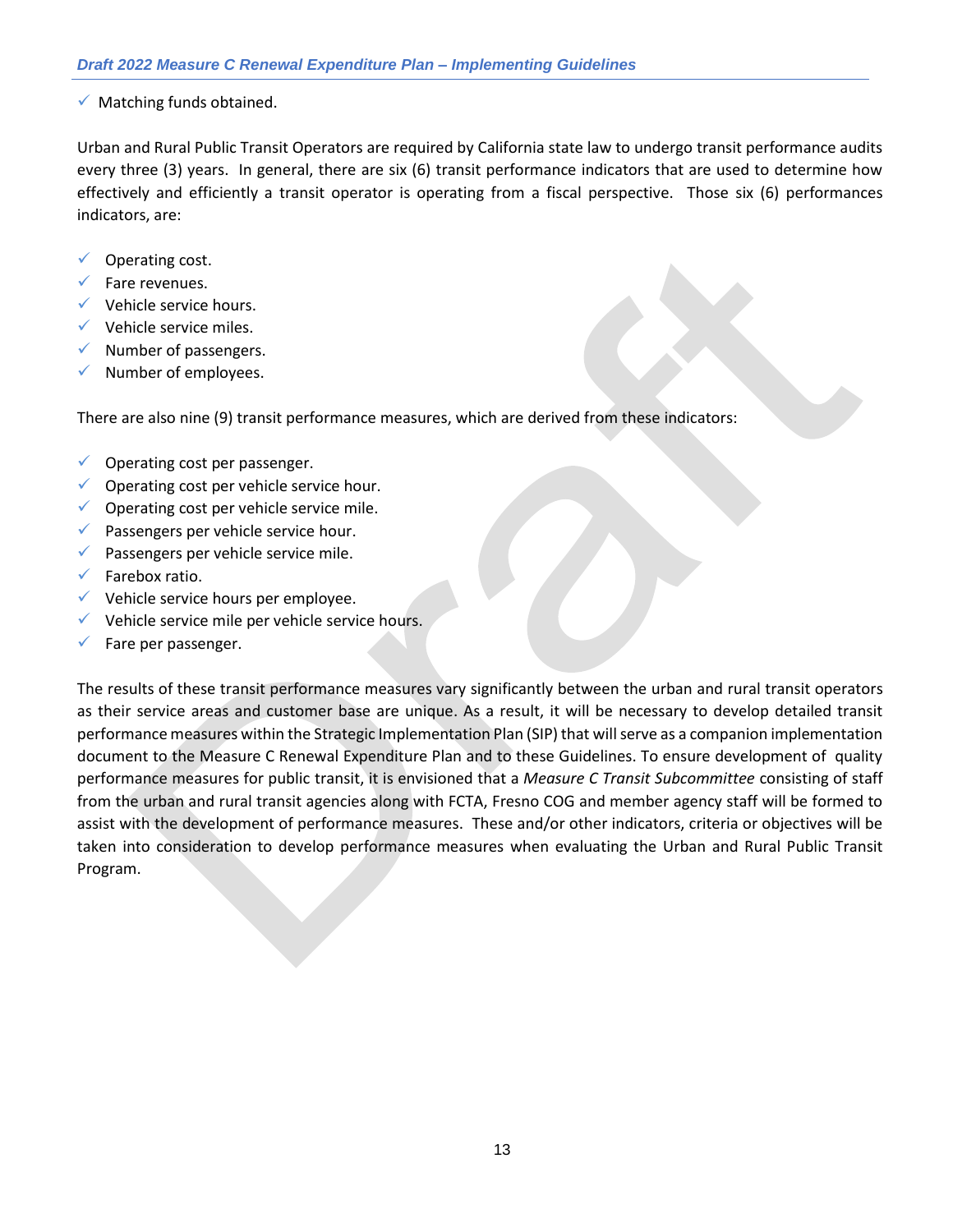- ✓ Matching funds obtained.

Urban and Rural Public Transit Operators are required by California state law to undergo transit performance audits every three (3) years. In general, there are six (6) transit performance indicators that are used to determine how effectively and efficiently a transit operator is operating from a fiscal perspective. Those six (6) performances indicators, are:

- ✓ Operating cost.
- ✓ Fare revenues.
- ✓ Vehicle service hours.
- ✓ Vehicle service miles.
- ✓ Number of passengers.
- ✓ Number of employees.

There are also nine (9) transit performance measures, which are derived from these indicators:

- ✓ Operating cost per passenger.
- ✓ Operating cost per vehicle service hour.
- ✓ Operating cost per vehicle service mile.
- ✓ Passengers per vehicle service hour.
- ✓ Passengers per vehicle service mile.
- ✓ Farebox ratio.
- ✓ Vehicle service hours per employee.
- ✓ Vehicle service mile per vehicle service hours.
- ✓ Fare per passenger.

The results of these transit performance measures vary significantly between the urban and rural transit operators as their service areas and customer base are unique. As a result, it will be necessary to develop detailed transit performance measures within the Strategic Implementation Plan (SIP) that will serve as a companion implementation document to the Measure C Renewal Expenditure Plan and to these Guidelines. To ensure development of quality performance measures for public transit, it is envisioned that a *Measure C Transit Subcommittee* consisting of staff from the urban and rural transit agencies along with FCTA, Fresno COG and member agency staff will be formed to assist with the development of performance measures. These and/or other indicators, criteria or objectives will be taken into consideration to develop performance measures when evaluating the Urban and Rural Public Transit Program.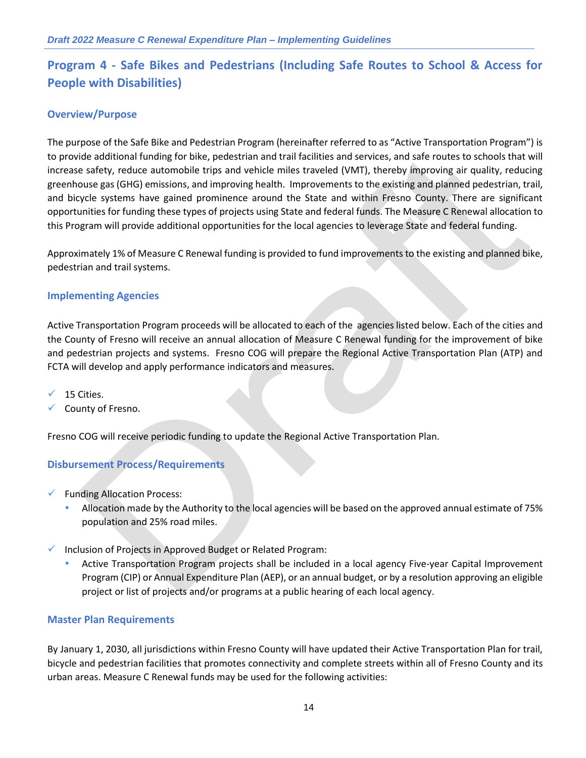## Program 4 - Safe Bikes and Pedestrians (Including Safe Routes to School & Access for People with Disabilities)

### Overview/Purpose

The purpose of the Safe Bike and Pedestrian Program (hereinafter referred to as "Active Transportation Program") is to provide additional funding for bike, pedestrian and trail facilities and services, and safe routes to schools that will increase safety, reduce automobile trips and vehicle miles traveled (VMT), thereby improving air quality, reducing greenhouse gas (GHG) emissions, and improving health. Improvements to the existing and planned pedestrian, trail, and bicycle systems have gained prominence around the State and within Fresno County. There are significant opportunities for funding these types of projects using State and federal funds. The Measure C Renewal allocation to this Program will provide additional opportunities for the local agencies to leverage State and federal funding.

Approximately 1% of Measure C Renewal funding is provided to fund improvements to the existing and planned bike, pedestrian and trail systems.

### Implementing Agencies

Active Transportation Program proceeds will be allocated to each of the agencies listed below. Each of the cities and the County of Fresno will receive an annual allocation of Measure C Renewal funding for the improvement of bike and pedestrian projects and systems. Fresno COG will prepare the Regional Active Transportation Plan (ATP) and FCTA will develop and apply performance indicators and measures.

- ✓ 15 Cities.
- ✓ County of Fresno.

Fresno COG will receive periodic funding to update the Regional Active Transportation Plan.

### Disbursement Process/Requirements

- ✓ Funding Allocation Process:
  - Allocation made by the Authority to the local agencies will be based on the approved annual estimate of 75% population and 25% road miles.
- ✓ Inclusion of Projects in Approved Budget or Related Program:
  - Active Transportation Program projects shall be included in a local agency Five-year Capital Improvement Program (CIP) or Annual Expenditure Plan (AEP), or an annual budget, or by a resolution approving an eligible project or list of projects and/or programs at a public hearing of each local agency.

### Master Plan Requirements

By January 1, 2030, all jurisdictions within Fresno County will have updated their Active Transportation Plan for trail, bicycle and pedestrian facilities that promotes connectivity and complete streets within all of Fresno County and its urban areas. Measure C Renewal funds may be used for the following activities: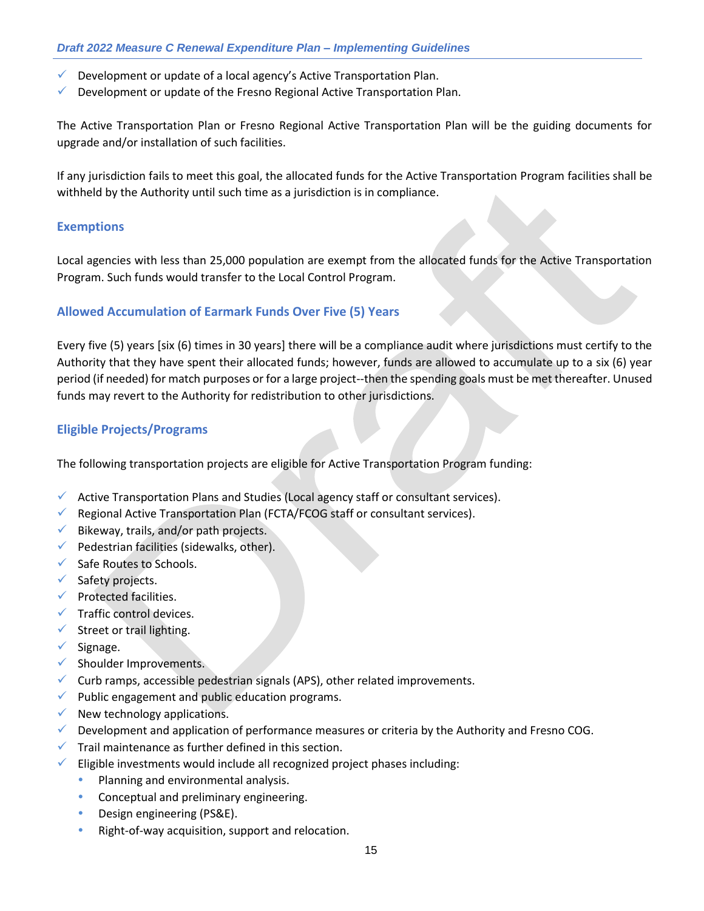- Development or update of a local agency's Active Transportation Plan.
- Development or update of the Fresno Regional Active Transportation Plan.

The Active Transportation Plan or Fresno Regional Active Transportation Plan will be the guiding documents for upgrade and/or installation of such facilities.

If any jurisdiction fails to meet this goal, the allocated funds for the Active Transportation Program facilities shall be withheld by the Authority until such time as a jurisdiction is in compliance.

### Exemptions

Local agencies with less than 25,000 population are exempt from the allocated funds for the Active Transportation Program. Such funds would transfer to the Local Control Program.

### Allowed Accumulation of Earmark Funds Over Five (5) Years

Every five (5) years [six (6) times in 30 years] there will be a compliance audit where jurisdictions must certify to the Authority that they have spent their allocated funds; however, funds are allowed to accumulate up to a six (6) year period (if needed) for match purposes or for a large project--then the spending goals must be met thereafter. Unused funds may revert to the Authority for redistribution to other jurisdictions.

### Eligible Projects/Programs

The following transportation projects are eligible for Active Transportation Program funding:

- Active Transportation Plans and Studies (Local agency staff or consultant services).
- Regional Active Transportation Plan (FCTA/FCOG staff or consultant services).
- Bikeway, trails, and/or path projects.
- Pedestrian facilities (sidewalks, other).
- Safe Routes to Schools.
- Safety projects.
- Protected facilities.
- Traffic control devices.
- Street or trail lighting.
- Signage.
- Shoulder Improvements.
- Curb ramps, accessible pedestrian signals (APS), other related improvements.
- Public engagement and public education programs.
- New technology applications.
- Development and application of performance measures or criteria by the Authority and Fresno COG.
- Trail maintenance as further defined in this section.
- Eligible investments would include all recognized project phases including:
  - Planning and environmental analysis.
  - Conceptual and preliminary engineering.
  - Design engineering (PS&E).
  - Right-of-way acquisition, support and relocation.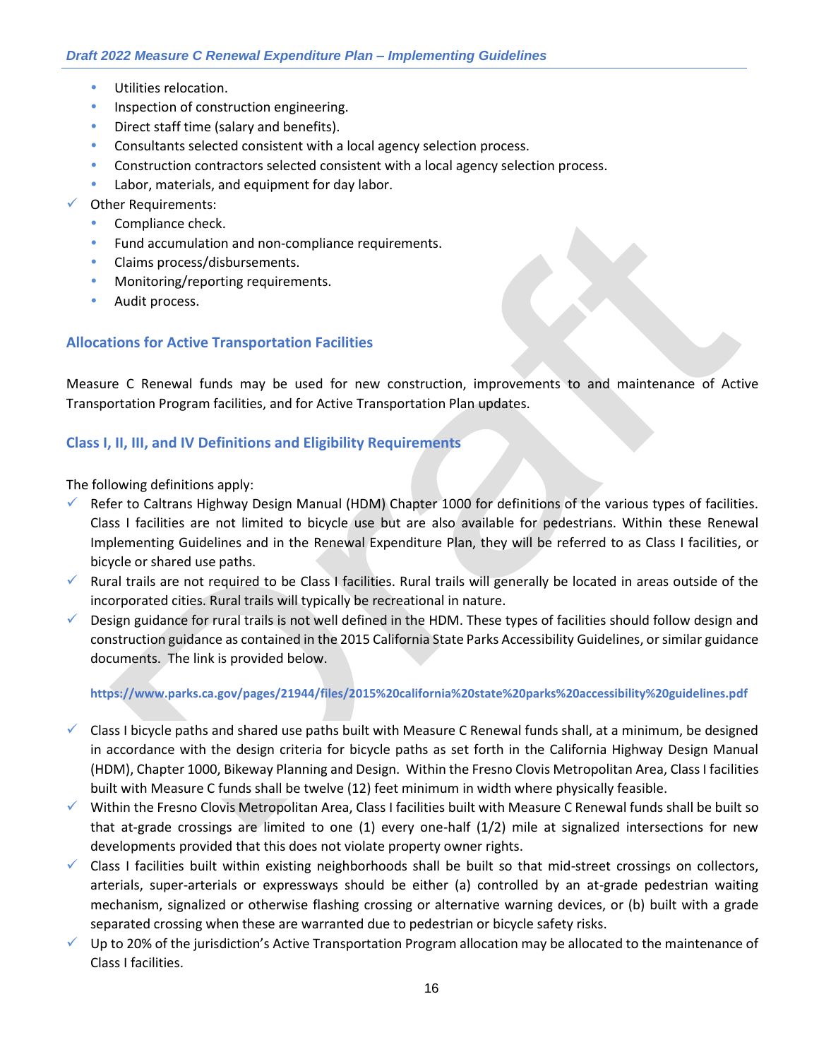- Utilities relocation.
- Inspection of construction engineering.
- Direct staff time (salary and benefits).
- Consultants selected consistent with a local agency selection process.
- Construction contractors selected consistent with a local agency selection process.
- Labor, materials, and equipment for day labor.

✓ Other Requirements:
- Compliance check.
- Fund accumulation and non-compliance requirements.
- Claims process/disbursements.
- Monitoring/reporting requirements.
- Audit process.

## Allocations for Active Transportation Facilities

Measure C Renewal funds may be used for new construction, improvements to and maintenance of Active Transportation Program facilities, and for Active Transportation Plan updates.

## Class I, II, III, and IV Definitions and Eligibility Requirements

The following definitions apply:

✓ Refer to Caltrans Highway Design Manual (HDM) Chapter 1000 for definitions of the various types of facilities. Class I facilities are not limited to bicycle use but are also available for pedestrians. Within these Renewal Implementing Guidelines and in the Renewal Expenditure Plan, they will be referred to as Class I facilities, or bicycle or shared use paths.

✓ Rural trails are not required to be Class I facilities. Rural trails will generally be located in areas outside of the incorporated cities. Rural trails will typically be recreational in nature.

✓ Design guidance for rural trails is not well defined in the HDM. These types of facilities should follow design and construction guidance as contained in the 2015 California State Parks Accessibility Guidelines, or similar guidance documents. The link is provided below.

**https://www.parks.ca.gov/pages/21944/files/2015%20california%20state%20parks%20accessibility%20guidelines.pdf**

✓ Class I bicycle paths and shared use paths built with Measure C Renewal funds shall, at a minimum, be designed in accordance with the design criteria for bicycle paths as set forth in the California Highway Design Manual (HDM), Chapter 1000, Bikeway Planning and Design. Within the Fresno Clovis Metropolitan Area, Class I facilities built with Measure C funds shall be twelve (12) feet minimum in width where physically feasible.

✓ Within the Fresno Clovis Metropolitan Area, Class I facilities built with Measure C Renewal funds shall be built so that at-grade crossings are limited to one (1) every one-half (1/2) mile at signalized intersections for new developments provided that this does not violate property owner rights.

✓ Class I facilities built within existing neighborhoods shall be built so that mid-street crossings on collectors, arterials, super-arterials or expressways should be either (a) controlled by an at-grade pedestrian waiting mechanism, signalized or otherwise flashing crossing or alternative warning devices, or (b) built with a grade separated crossing when these are warranted due to pedestrian or bicycle safety risks.

✓ Up to 20% of the jurisdiction's Active Transportation Program allocation may be allocated to the maintenance of Class I facilities.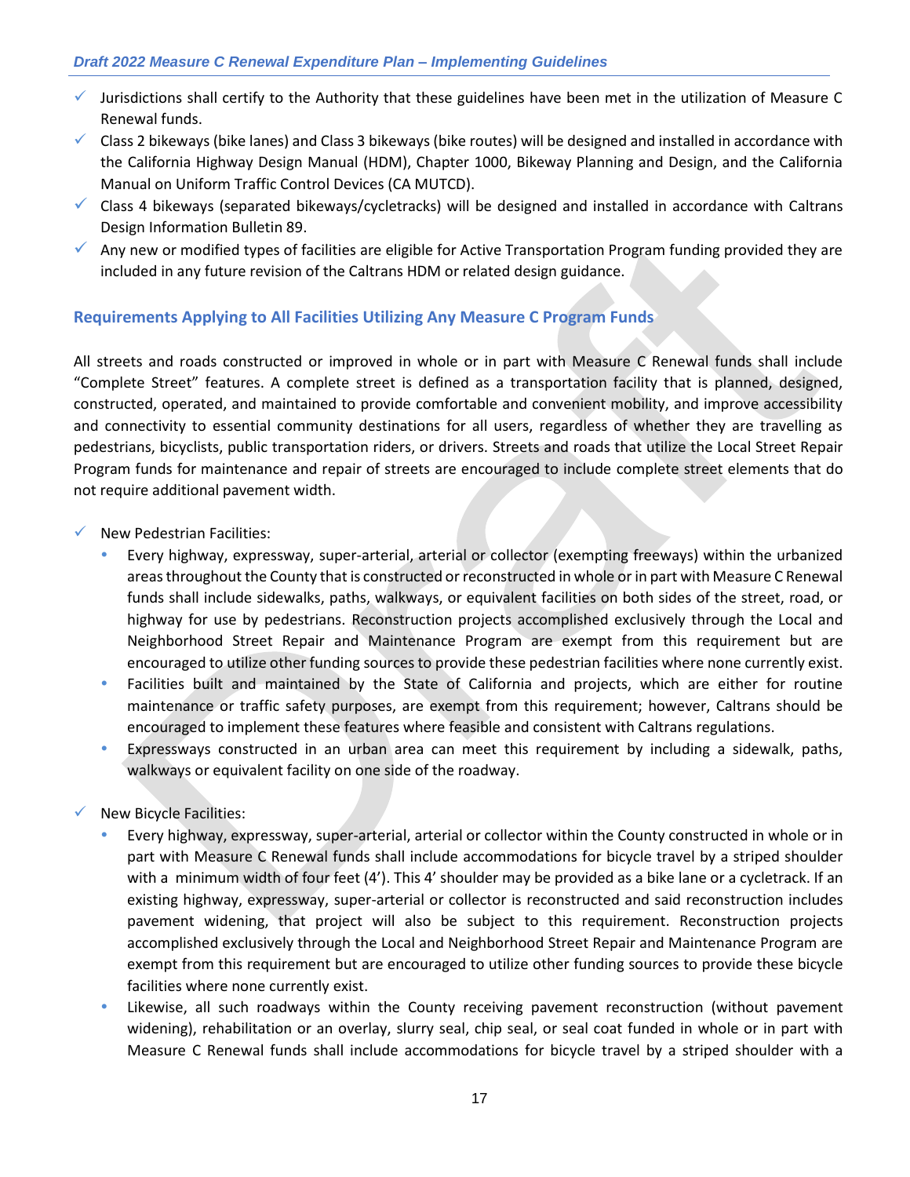- Jurisdictions shall certify to the Authority that these guidelines have been met in the utilization of Measure C Renewal funds.
- Class 2 bikeways (bike lanes) and Class 3 bikeways (bike routes) will be designed and installed in accordance with the California Highway Design Manual (HDM), Chapter 1000, Bikeway Planning and Design, and the California Manual on Uniform Traffic Control Devices (CA MUTCD).
- Class 4 bikeways (separated bikeways/cycletracks) will be designed and installed in accordance with Caltrans Design Information Bulletin 89.
- Any new or modified types of facilities are eligible for Active Transportation Program funding provided they are included in any future revision of the Caltrans HDM or related design guidance.

### Requirements Applying to All Facilities Utilizing Any Measure C Program Funds

All streets and roads constructed or improved in whole or in part with Measure C Renewal funds shall include "Complete Street" features. A complete street is defined as a transportation facility that is planned, designed, constructed, operated, and maintained to provide comfortable and convenient mobility, and improve accessibility and connectivity to essential community destinations for all users, regardless of whether they are travelling as pedestrians, bicyclists, public transportation riders, or drivers. Streets and roads that utilize the Local Street Repair Program funds for maintenance and repair of streets are encouraged to include complete street elements that do not require additional pavement width.

- New Pedestrian Facilities:
  - Every highway, expressway, super-arterial, arterial or collector (exempting freeways) within the urbanized areas throughout the County that is constructed or reconstructed in whole or in part with Measure C Renewal funds shall include sidewalks, paths, walkways, or equivalent facilities on both sides of the street, road, or highway for use by pedestrians. Reconstruction projects accomplished exclusively through the Local and Neighborhood Street Repair and Maintenance Program are exempt from this requirement but are encouraged to utilize other funding sources to provide these pedestrian facilities where none currently exist.
  - Facilities built and maintained by the State of California and projects, which are either for routine maintenance or traffic safety purposes, are exempt from this requirement; however, Caltrans should be encouraged to implement these features where feasible and consistent with Caltrans regulations.
  - Expressways constructed in an urban area can meet this requirement by including a sidewalk, paths, walkways or equivalent facility on one side of the roadway.

- New Bicycle Facilities:
  - Every highway, expressway, super-arterial, arterial or collector within the County constructed in whole or in part with Measure C Renewal funds shall include accommodations for bicycle travel by a striped shoulder with a minimum width of four feet (4'). This 4' shoulder may be provided as a bike lane or a cycletrack. If an existing highway, expressway, super-arterial or collector is reconstructed and said reconstruction includes pavement widening, that project will also be subject to this requirement. Reconstruction projects accomplished exclusively through the Local and Neighborhood Street Repair and Maintenance Program are exempt from this requirement but are encouraged to utilize other funding sources to provide these bicycle facilities where none currently exist.
  - Likewise, all such roadways within the County receiving pavement reconstruction (without pavement widening), rehabilitation or an overlay, slurry seal, chip seal, or seal coat funded in whole or in part with Measure C Renewal funds shall include accommodations for bicycle travel by a striped shoulder with a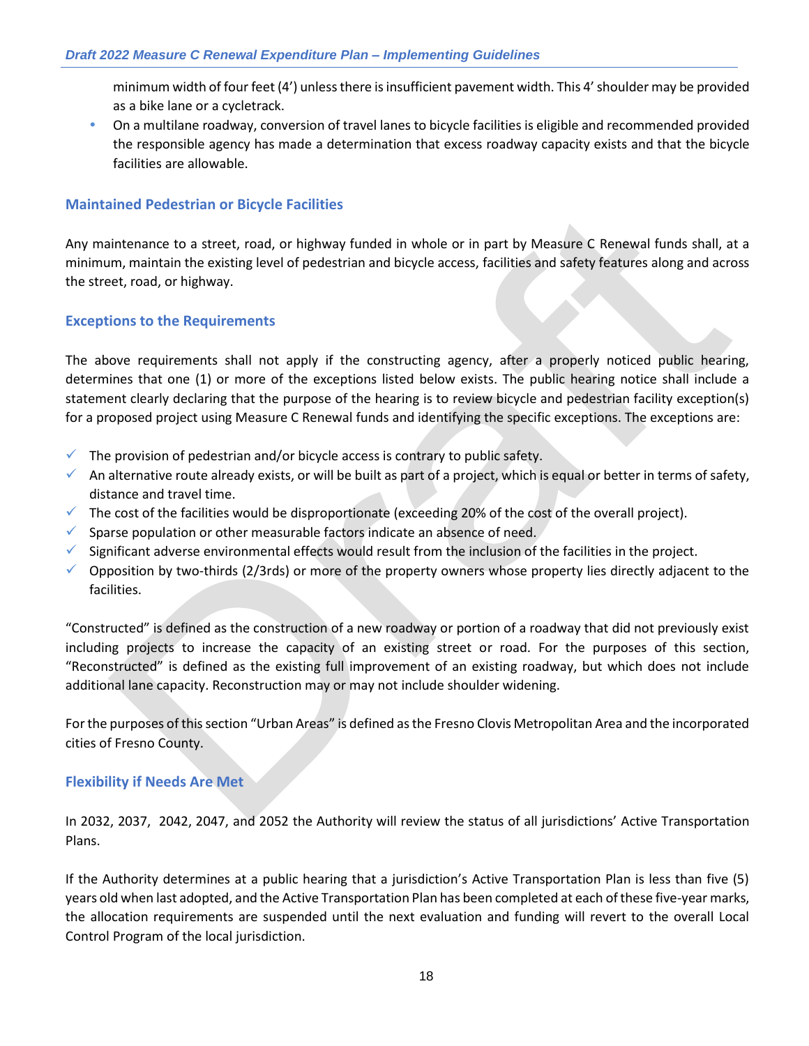minimum width of four feet (4') unless there is insufficient pavement width. This 4' shoulder may be provided as a bike lane or a cycletrack.

- On a multilane roadway, conversion of travel lanes to bicycle facilities is eligible and recommended provided the responsible agency has made a determination that excess roadway capacity exists and that the bicycle facilities are allowable.

### Maintained Pedestrian or Bicycle Facilities

Any maintenance to a street, road, or highway funded in whole or in part by Measure C Renewal funds shall, at a minimum, maintain the existing level of pedestrian and bicycle access, facilities and safety features along and across the street, road, or highway.

### Exceptions to the Requirements

The above requirements shall not apply if the constructing agency, after a properly noticed public hearing, determines that one (1) or more of the exceptions listed below exists. The public hearing notice shall include a statement clearly declaring that the purpose of the hearing is to review bicycle and pedestrian facility exception(s) for a proposed project using Measure C Renewal funds and identifying the specific exceptions. The exceptions are:

- ✓ The provision of pedestrian and/or bicycle access is contrary to public safety.
- ✓ An alternative route already exists, or will be built as part of a project, which is equal or better in terms of safety, distance and travel time.
- ✓ The cost of the facilities would be disproportionate (exceeding 20% of the cost of the overall project).
- ✓ Sparse population or other measurable factors indicate an absence of need.
- ✓ Significant adverse environmental effects would result from the inclusion of the facilities in the project.
- ✓ Opposition by two-thirds (2/3rds) or more of the property owners whose property lies directly adjacent to the facilities.

"Constructed" is defined as the construction of a new roadway or portion of a roadway that did not previously exist including projects to increase the capacity of an existing street or road. For the purposes of this section, "Reconstructed" is defined as the existing full improvement of an existing roadway, but which does not include additional lane capacity. Reconstruction may or may not include shoulder widening.

For the purposes of this section "Urban Areas" is defined as the Fresno Clovis Metropolitan Area and the incorporated cities of Fresno County.

### Flexibility if Needs Are Met

In 2032, 2037, 2042, 2047, and 2052 the Authority will review the status of all jurisdictions' Active Transportation Plans.

If the Authority determines at a public hearing that a jurisdiction's Active Transportation Plan is less than five (5) years old when last adopted, and the Active Transportation Plan has been completed at each of these five-year marks, the allocation requirements are suspended until the next evaluation and funding will revert to the overall Local Control Program of the local jurisdiction.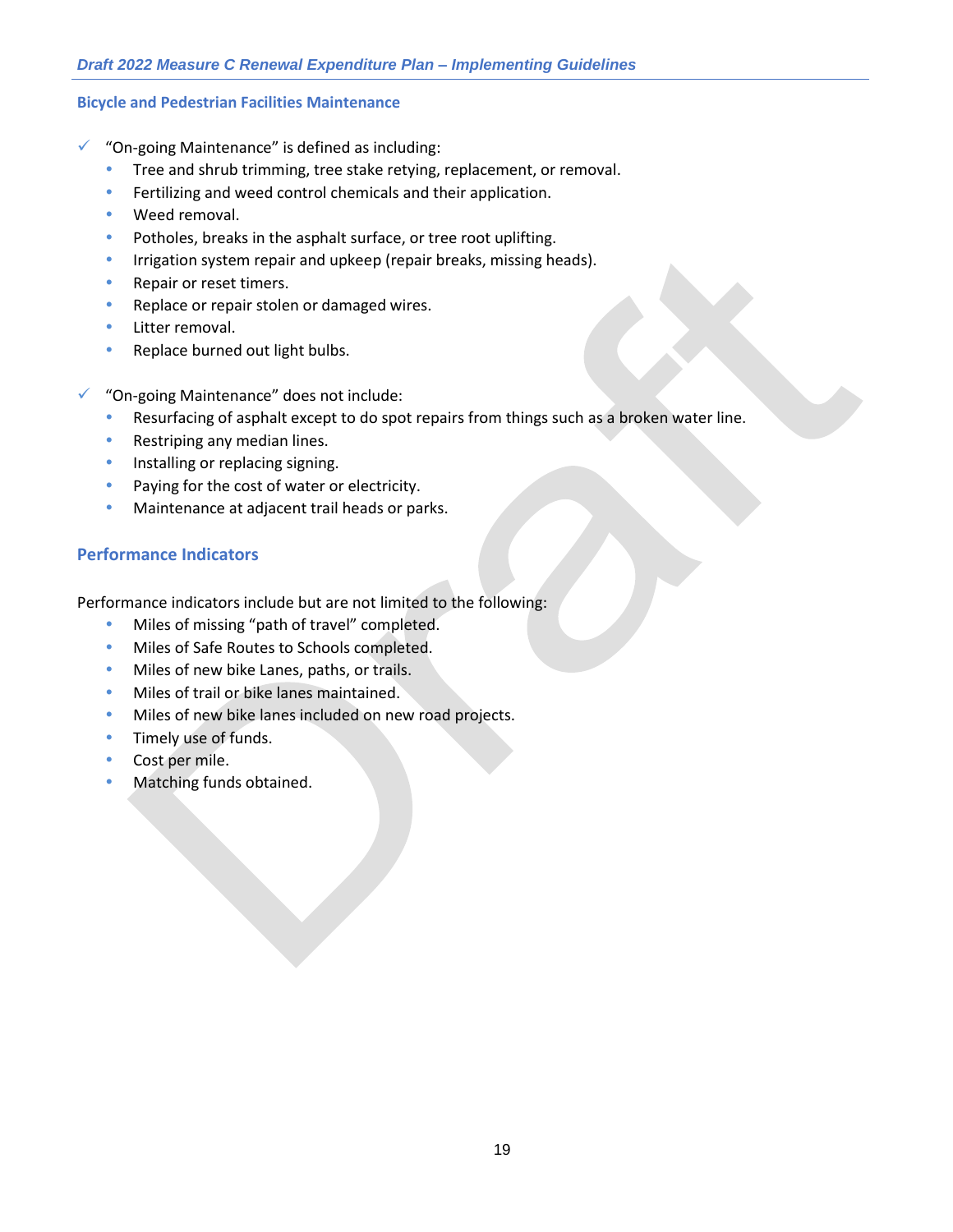### Bicycle and Pedestrian Facilities Maintenance

- ✓ "On-going Maintenance" is defined as including:
  - Tree and shrub trimming, tree stake retying, replacement, or removal.
  - Fertilizing and weed control chemicals and their application.
  - Weed removal.
  - Potholes, breaks in the asphalt surface, or tree root uplifting.
  - Irrigation system repair and upkeep (repair breaks, missing heads).
  - Repair or reset timers.
  - Replace or repair stolen or damaged wires.
  - Litter removal.
  - Replace burned out light bulbs.

- ✓ "On-going Maintenance" does not include:
  - Resurfacing of asphalt except to do spot repairs from things such as a broken water line.
  - Restriping any median lines.
  - Installing or replacing signing.
  - Paying for the cost of water or electricity.
  - Maintenance at adjacent trail heads or parks.

## Performance Indicators

Performance indicators include but are not limited to the following:

- Miles of missing "path of travel" completed.
- Miles of Safe Routes to Schools completed.
- Miles of new bike Lanes, paths, or trails.
- Miles of trail or bike lanes maintained.
- Miles of new bike lanes included on new road projects.
- Timely use of funds.
- Cost per mile.
- Matching funds obtained.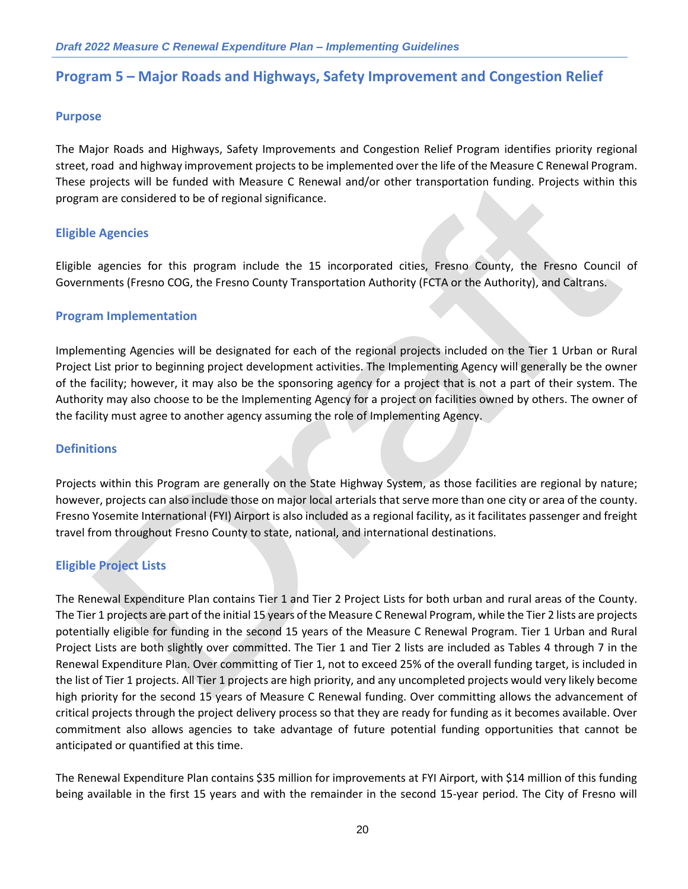## Program 5 – Major Roads and Highways, Safety Improvement and Congestion Relief

### Purpose

The Major Roads and Highways, Safety Improvements and Congestion Relief Program identifies priority regional street, road and highway improvement projects to be implemented over the life of the Measure C Renewal Program. These projects will be funded with Measure C Renewal and/or other transportation funding. Projects within this program are considered to be of regional significance.

### Eligible Agencies

Eligible agencies for this program include the 15 incorporated cities, Fresno County, the Fresno Council of Governments (Fresno COG, the Fresno County Transportation Authority (FCTA or the Authority), and Caltrans.

### Program Implementation

Implementing Agencies will be designated for each of the regional projects included on the Tier 1 Urban or Rural Project List prior to beginning project development activities. The Implementing Agency will generally be the owner of the facility; however, it may also be the sponsoring agency for a project that is not a part of their system. The Authority may also choose to be the Implementing Agency for a project on facilities owned by others. The owner of the facility must agree to another agency assuming the role of Implementing Agency.

### Definitions

Projects within this Program are generally on the State Highway System, as those facilities are regional by nature; however, projects can also include those on major local arterials that serve more than one city or area of the county. Fresno Yosemite International (FYI) Airport is also included as a regional facility, as it facilitates passenger and freight travel from throughout Fresno County to state, national, and international destinations.

### Eligible Project Lists

The Renewal Expenditure Plan contains Tier 1 and Tier 2 Project Lists for both urban and rural areas of the County. The Tier 1 projects are part of the initial 15 years of the Measure C Renewal Program, while the Tier 2 lists are projects potentially eligible for funding in the second 15 years of the Measure C Renewal Program. Tier 1 Urban and Rural Project Lists are both slightly over committed. The Tier 1 and Tier 2 lists are included as Tables 4 through 7 in the Renewal Expenditure Plan. Over committing of Tier 1, not to exceed 25% of the overall funding target, is included in the list of Tier 1 projects. All Tier 1 projects are high priority, and any uncompleted projects would very likely become high priority for the second 15 years of Measure C Renewal funding. Over committing allows the advancement of critical projects through the project delivery process so that they are ready for funding as it becomes available. Over commitment also allows agencies to take advantage of future potential funding opportunities that cannot be anticipated or quantified at this time.

The Renewal Expenditure Plan contains $35 million for improvements at FYI Airport, with $14 million of this funding being available in the first 15 years and with the remainder in the second 15-year period. The City of Fresno will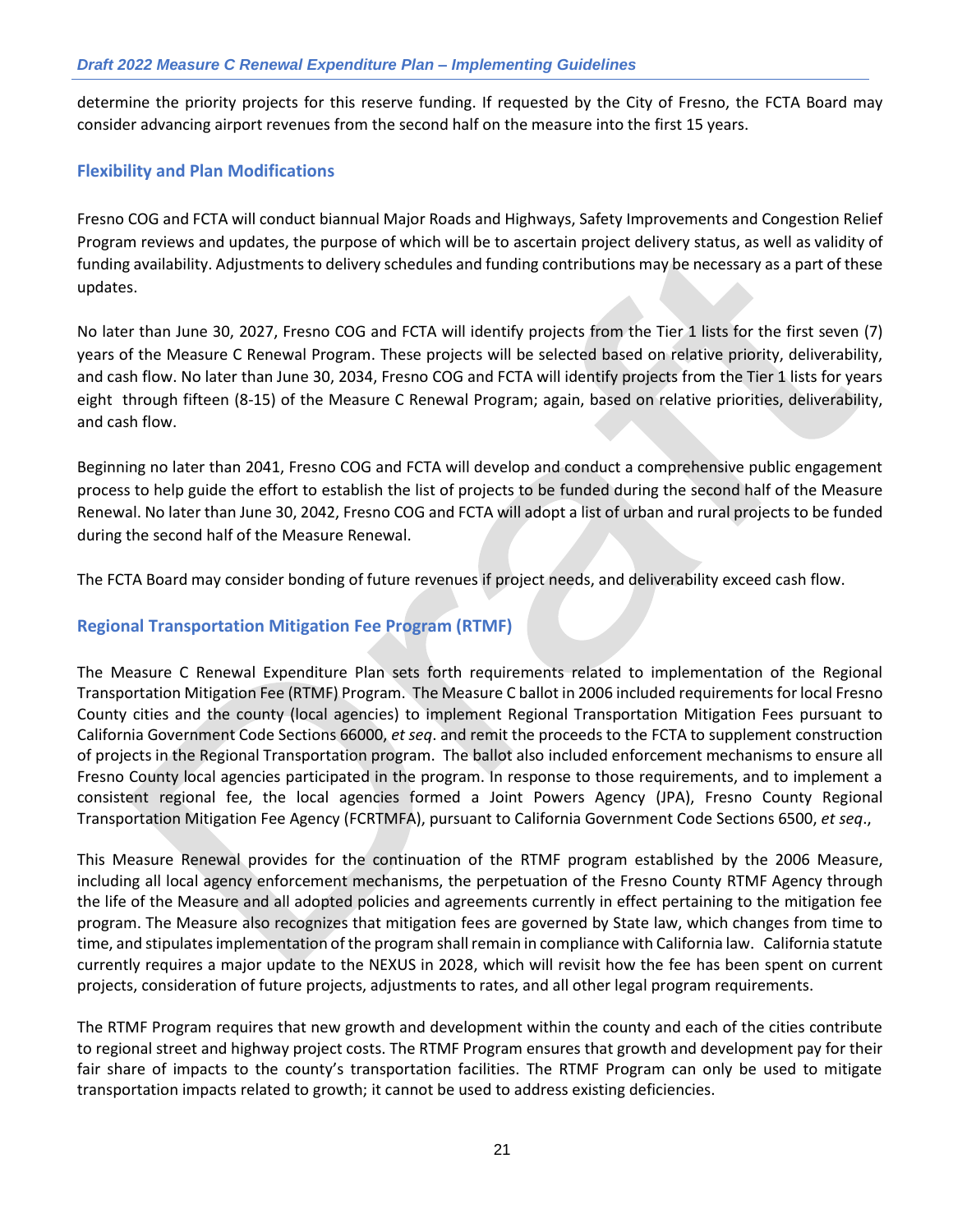determine the priority projects for this reserve funding. If requested by the City of Fresno, the FCTA Board may consider advancing airport revenues from the second half on the measure into the first 15 years.

### Flexibility and Plan Modifications

Fresno COG and FCTA will conduct biannual Major Roads and Highways, Safety Improvements and Congestion Relief Program reviews and updates, the purpose of which will be to ascertain project delivery status, as well as validity of funding availability. Adjustments to delivery schedules and funding contributions may be necessary as a part of these updates.

No later than June 30, 2027, Fresno COG and FCTA will identify projects from the Tier 1 lists for the first seven (7) years of the Measure C Renewal Program. These projects will be selected based on relative priority, deliverability, and cash flow. No later than June 30, 2034, Fresno COG and FCTA will identify projects from the Tier 1 lists for years eight through fifteen (8-15) of the Measure C Renewal Program; again, based on relative priorities, deliverability, and cash flow.

Beginning no later than 2041, Fresno COG and FCTA will develop and conduct a comprehensive public engagement process to help guide the effort to establish the list of projects to be funded during the second half of the Measure Renewal. No later than June 30, 2042, Fresno COG and FCTA will adopt a list of urban and rural projects to be funded during the second half of the Measure Renewal.

The FCTA Board may consider bonding of future revenues if project needs, and deliverability exceed cash flow.

### Regional Transportation Mitigation Fee Program (RTMF)

The Measure C Renewal Expenditure Plan sets forth requirements related to implementation of the Regional Transportation Mitigation Fee (RTMF) Program. The Measure C ballot in 2006 included requirements for local Fresno County cities and the county (local agencies) to implement Regional Transportation Mitigation Fees pursuant to California Government Code Sections 66000, *et seq*. and remit the proceeds to the FCTA to supplement construction of projects in the Regional Transportation program. The ballot also included enforcement mechanisms to ensure all Fresno County local agencies participated in the program. In response to those requirements, and to implement a consistent regional fee, the local agencies formed a Joint Powers Agency (JPA), Fresno County Regional Transportation Mitigation Fee Agency (FCRTMFA), pursuant to California Government Code Sections 6500, *et seq*.,

This Measure Renewal provides for the continuation of the RTMF program established by the 2006 Measure, including all local agency enforcement mechanisms, the perpetuation of the Fresno County RTMF Agency through the life of the Measure and all adopted policies and agreements currently in effect pertaining to the mitigation fee program. The Measure also recognizes that mitigation fees are governed by State law, which changes from time to time, and stipulates implementation of the program shall remain in compliance with California law. California statute currently requires a major update to the NEXUS in 2028, which will revisit how the fee has been spent on current projects, consideration of future projects, adjustments to rates, and all other legal program requirements.

The RTMF Program requires that new growth and development within the county and each of the cities contribute to regional street and highway project costs. The RTMF Program ensures that growth and development pay for their fair share of impacts to the county's transportation facilities. The RTMF Program can only be used to mitigate transportation impacts related to growth; it cannot be used to address existing deficiencies.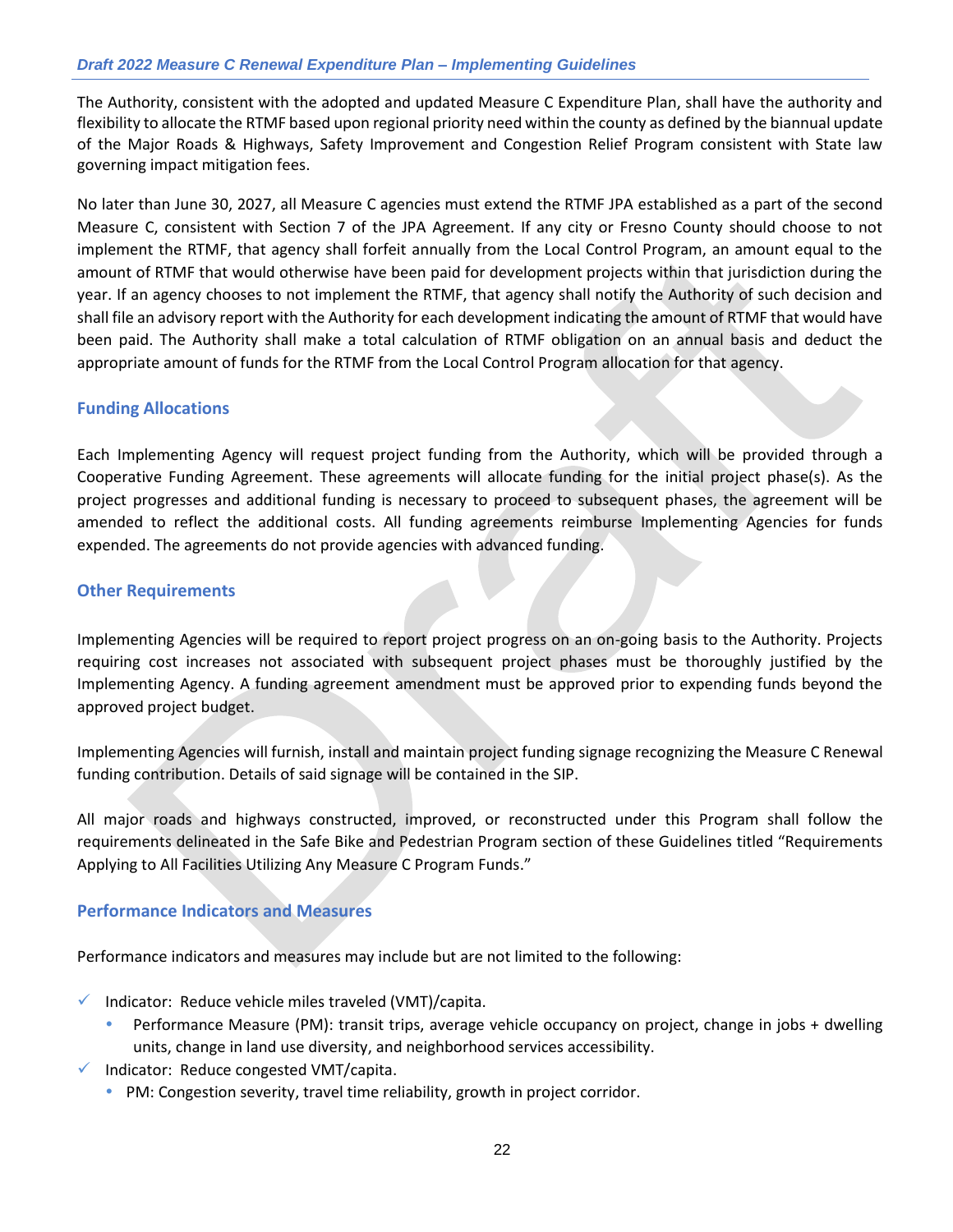The Authority, consistent with the adopted and updated Measure C Expenditure Plan, shall have the authority and flexibility to allocate the RTMF based upon regional priority need within the county as defined by the biannual update of the Major Roads & Highways, Safety Improvement and Congestion Relief Program consistent with State law governing impact mitigation fees.

No later than June 30, 2027, all Measure C agencies must extend the RTMF JPA established as a part of the second Measure C, consistent with Section 7 of the JPA Agreement. If any city or Fresno County should choose to not implement the RTMF, that agency shall forfeit annually from the Local Control Program, an amount equal to the amount of RTMF that would otherwise have been paid for development projects within that jurisdiction during the year. If an agency chooses to not implement the RTMF, that agency shall notify the Authority of such decision and shall file an advisory report with the Authority for each development indicating the amount of RTMF that would have been paid. The Authority shall make a total calculation of RTMF obligation on an annual basis and deduct the appropriate amount of funds for the RTMF from the Local Control Program allocation for that agency.

### Funding Allocations

Each Implementing Agency will request project funding from the Authority, which will be provided through a Cooperative Funding Agreement. These agreements will allocate funding for the initial project phase(s). As the project progresses and additional funding is necessary to proceed to subsequent phases, the agreement will be amended to reflect the additional costs. All funding agreements reimburse Implementing Agencies for funds expended. The agreements do not provide agencies with advanced funding.

### Other Requirements

Implementing Agencies will be required to report project progress on an on-going basis to the Authority. Projects requiring cost increases not associated with subsequent project phases must be thoroughly justified by the Implementing Agency. A funding agreement amendment must be approved prior to expending funds beyond the approved project budget.

Implementing Agencies will furnish, install and maintain project funding signage recognizing the Measure C Renewal funding contribution. Details of said signage will be contained in the SIP.

All major roads and highways constructed, improved, or reconstructed under this Program shall follow the requirements delineated in the Safe Bike and Pedestrian Program section of these Guidelines titled "Requirements Applying to All Facilities Utilizing Any Measure C Program Funds."

### Performance Indicators and Measures

Performance indicators and measures may include but are not limited to the following:

- ✓ Indicator: Reduce vehicle miles traveled (VMT)/capita.
  - Performance Measure (PM): transit trips, average vehicle occupancy on project, change in jobs + dwelling units, change in land use diversity, and neighborhood services accessibility.
- ✓ Indicator: Reduce congested VMT/capita.
  - PM: Congestion severity, travel time reliability, growth in project corridor.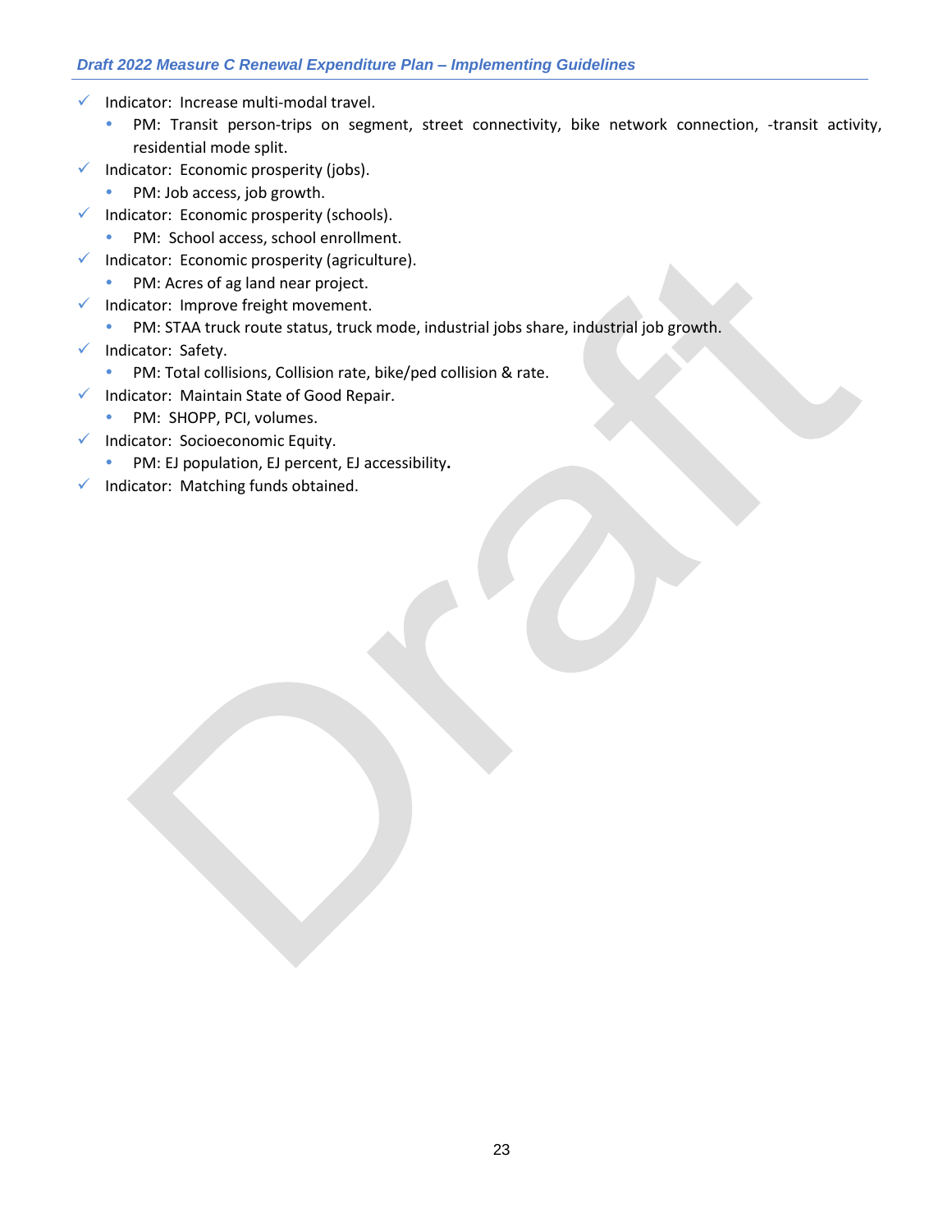- Indicator: Increase multi-modal travel.
  - PM: Transit person-trips on segment, street connectivity, bike network connection, -transit activity, residential mode split.
- Indicator: Economic prosperity (jobs).
  - PM: Job access, job growth.
- Indicator: Economic prosperity (schools).
  - PM: School access, school enrollment.
- Indicator: Economic prosperity (agriculture).
  - PM: Acres of ag land near project.
- Indicator: Improve freight movement.
  - PM: STAA truck route status, truck mode, industrial jobs share, industrial job growth.
- Indicator: Safety.
  - PM: Total collisions, Collision rate, bike/ped collision & rate.
- Indicator: Maintain State of Good Repair.
  - PM: SHOPP, PCI, volumes.
- Indicator: Socioeconomic Equity.
  - PM: EJ population, EJ percent, EJ accessibility**.**
- Indicator: Matching funds obtained.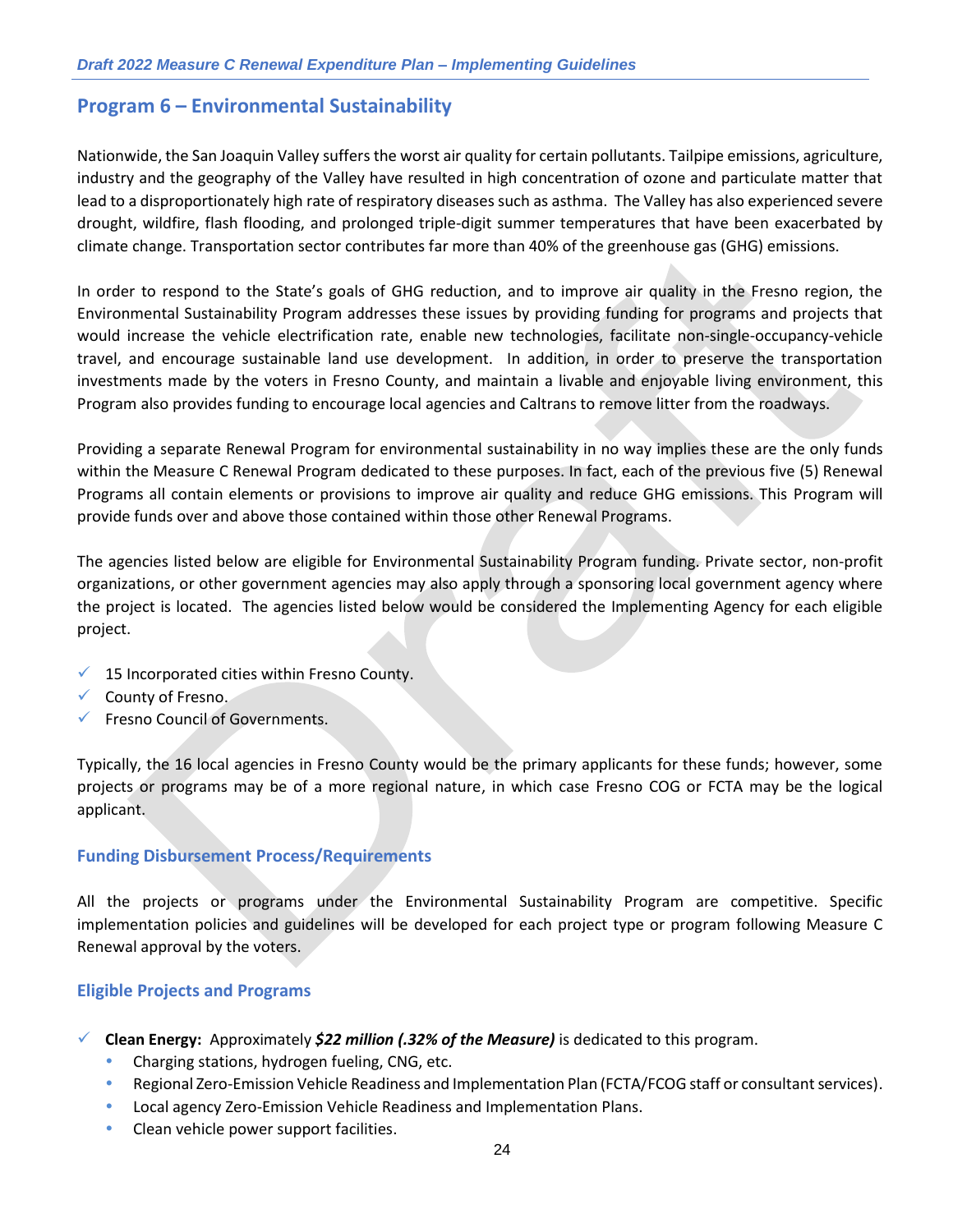## Program 6 – Environmental Sustainability

Nationwide, the San Joaquin Valley suffers the worst air quality for certain pollutants. Tailpipe emissions, agriculture, industry and the geography of the Valley have resulted in high concentration of ozone and particulate matter that lead to a disproportionately high rate of respiratory diseases such as asthma. The Valley has also experienced severe drought, wildfire, flash flooding, and prolonged triple-digit summer temperatures that have been exacerbated by climate change. Transportation sector contributes far more than 40% of the greenhouse gas (GHG) emissions.

In order to respond to the State's goals of GHG reduction, and to improve air quality in the Fresno region, the Environmental Sustainability Program addresses these issues by providing funding for programs and projects that would increase the vehicle electrification rate, enable new technologies, facilitate non-single-occupancy-vehicle travel, and encourage sustainable land use development. In addition, in order to preserve the transportation investments made by the voters in Fresno County, and maintain a livable and enjoyable living environment, this Program also provides funding to encourage local agencies and Caltrans to remove litter from the roadways.

Providing a separate Renewal Program for environmental sustainability in no way implies these are the only funds within the Measure C Renewal Program dedicated to these purposes. In fact, each of the previous five (5) Renewal Programs all contain elements or provisions to improve air quality and reduce GHG emissions. This Program will provide funds over and above those contained within those other Renewal Programs.

The agencies listed below are eligible for Environmental Sustainability Program funding. Private sector, non-profit organizations, or other government agencies may also apply through a sponsoring local government agency where the project is located. The agencies listed below would be considered the Implementing Agency for each eligible project.

- ✓ 15 Incorporated cities within Fresno County.
- ✓ County of Fresno.
- ✓ Fresno Council of Governments.

Typically, the 16 local agencies in Fresno County would be the primary applicants for these funds; however, some projects or programs may be of a more regional nature, in which case Fresno COG or FCTA may be the logical applicant.

### Funding Disbursement Process/Requirements

All the projects or programs under the Environmental Sustainability Program are competitive. Specific implementation policies and guidelines will be developed for each project type or program following Measure C Renewal approval by the voters.

### Eligible Projects and Programs

- ✓ **Clean Energy:** Approximately ***$22 million (.32% of the Measure)*** is dedicated to this program.
  - Charging stations, hydrogen fueling, CNG, etc.
  - Regional Zero-Emission Vehicle Readiness and Implementation Plan (FCTA/FCOG staff or consultant services).
  - Local agency Zero-Emission Vehicle Readiness and Implementation Plans.
  - Clean vehicle power support facilities.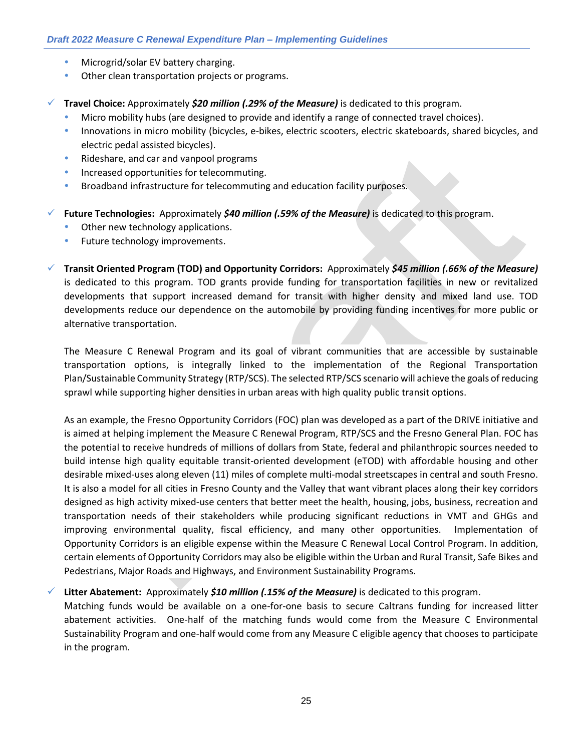- Microgrid/solar EV battery charging.
- Other clean transportation projects or programs.

✓ **Travel Choice:** Approximately ***$20 million (.29% of the Measure)*** is dedicated to this program.
  - Micro mobility hubs (are designed to provide and identify a range of connected travel choices).
  - Innovations in micro mobility (bicycles, e-bikes, electric scooters, electric skateboards, shared bicycles, and electric pedal assisted bicycles).
  - Rideshare, and car and vanpool programs
  - Increased opportunities for telecommuting.
  - Broadband infrastructure for telecommuting and education facility purposes.

✓ **Future Technologies:** Approximately ***$40 million (.59% of the Measure)*** is dedicated to this program.
  - Other new technology applications.
  - Future technology improvements.

✓ **Transit Oriented Program (TOD) and Opportunity Corridors:** Approximately ***$45 million (.66% of the Measure)*** is dedicated to this program. TOD grants provide funding for transportation facilities in new or revitalized developments that support increased demand for transit with higher density and mixed land use. TOD developments reduce our dependence on the automobile by providing funding incentives for more public or alternative transportation.

  The Measure C Renewal Program and its goal of vibrant communities that are accessible by sustainable transportation options, is integrally linked to the implementation of the Regional Transportation Plan/Sustainable Community Strategy (RTP/SCS). The selected RTP/SCS scenario will achieve the goals of reducing sprawl while supporting higher densities in urban areas with high quality public transit options.

  As an example, the Fresno Opportunity Corridors (FOC) plan was developed as a part of the DRIVE initiative and is aimed at helping implement the Measure C Renewal Program, RTP/SCS and the Fresno General Plan. FOC has the potential to receive hundreds of millions of dollars from State, federal and philanthropic sources needed to build intense high quality equitable transit-oriented development (eTOD) with affordable housing and other desirable mixed-uses along eleven (11) miles of complete multi-modal streetscapes in central and south Fresno. It is also a model for all cities in Fresno County and the Valley that want vibrant places along their key corridors designed as high activity mixed-use centers that better meet the health, housing, jobs, business, recreation and transportation needs of their stakeholders while producing significant reductions in VMT and GHGs and improving environmental quality, fiscal efficiency, and many other opportunities. Implementation of Opportunity Corridors is an eligible expense within the Measure C Renewal Local Control Program. In addition, certain elements of Opportunity Corridors may also be eligible within the Urban and Rural Transit, Safe Bikes and Pedestrians, Major Roads and Highways, and Environment Sustainability Programs.

✓ **Litter Abatement:** Approximately ***$10 million (.15% of the Measure)*** is dedicated to this program.
  Matching funds would be available on a one-for-one basis to secure Caltrans funding for increased litter abatement activities. One-half of the matching funds would come from the Measure C Environmental Sustainability Program and one-half would come from any Measure C eligible agency that chooses to participate in the program.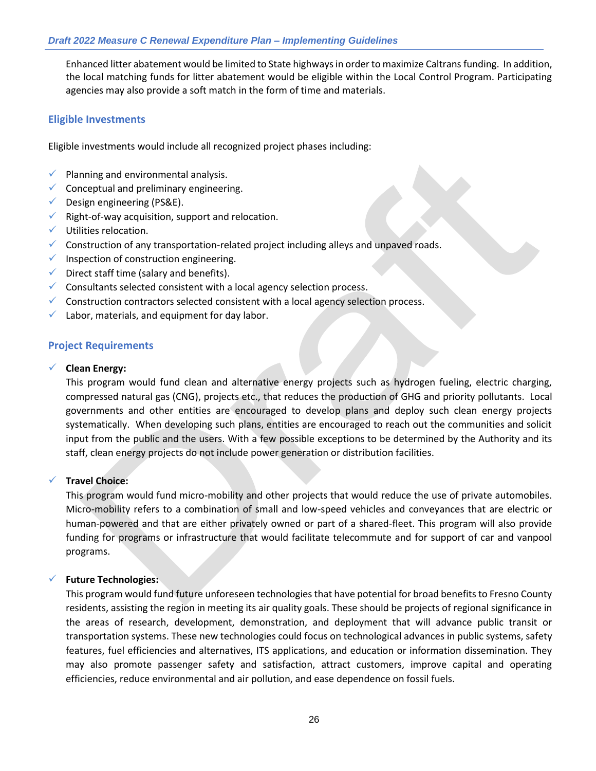Enhanced litter abatement would be limited to State highways in order to maximize Caltrans funding. In addition, the local matching funds for litter abatement would be eligible within the Local Control Program. Participating agencies may also provide a soft match in the form of time and materials.

### Eligible Investments

Eligible investments would include all recognized project phases including:

- ✓ Planning and environmental analysis.
- ✓ Conceptual and preliminary engineering.
- ✓ Design engineering (PS&E).
- ✓ Right-of-way acquisition, support and relocation.
- ✓ Utilities relocation.
- ✓ Construction of any transportation-related project including alleys and unpaved roads.
- ✓ Inspection of construction engineering.
- ✓ Direct staff time (salary and benefits).
- ✓ Consultants selected consistent with a local agency selection process.
- ✓ Construction contractors selected consistent with a local agency selection process.
- ✓ Labor, materials, and equipment for day labor.

### Project Requirements

- ✓ **Clean Energy:**

  This program would fund clean and alternative energy projects such as hydrogen fueling, electric charging, compressed natural gas (CNG), projects etc., that reduces the production of GHG and priority pollutants. Local governments and other entities are encouraged to develop plans and deploy such clean energy projects systematically. When developing such plans, entities are encouraged to reach out the communities and solicit input from the public and the users. With a few possible exceptions to be determined by the Authority and its staff, clean energy projects do not include power generation or distribution facilities.

- ✓ **Travel Choice:**

  This program would fund micro-mobility and other projects that would reduce the use of private automobiles. Micro-mobility refers to a combination of small and low-speed vehicles and conveyances that are electric or human-powered and that are either privately owned or part of a shared-fleet. This program will also provide funding for programs or infrastructure that would facilitate telecommute and for support of car and vanpool programs.

- ✓ **Future Technologies:**

  This program would fund future unforeseen technologies that have potential for broad benefits to Fresno County residents, assisting the region in meeting its air quality goals. These should be projects of regional significance in the areas of research, development, demonstration, and deployment that will advance public transit or transportation systems. These new technologies could focus on technological advances in public systems, safety features, fuel efficiencies and alternatives, ITS applications, and education or information dissemination. They may also promote passenger safety and satisfaction, attract customers, improve capital and operating efficiencies, reduce environmental and air pollution, and ease dependence on fossil fuels.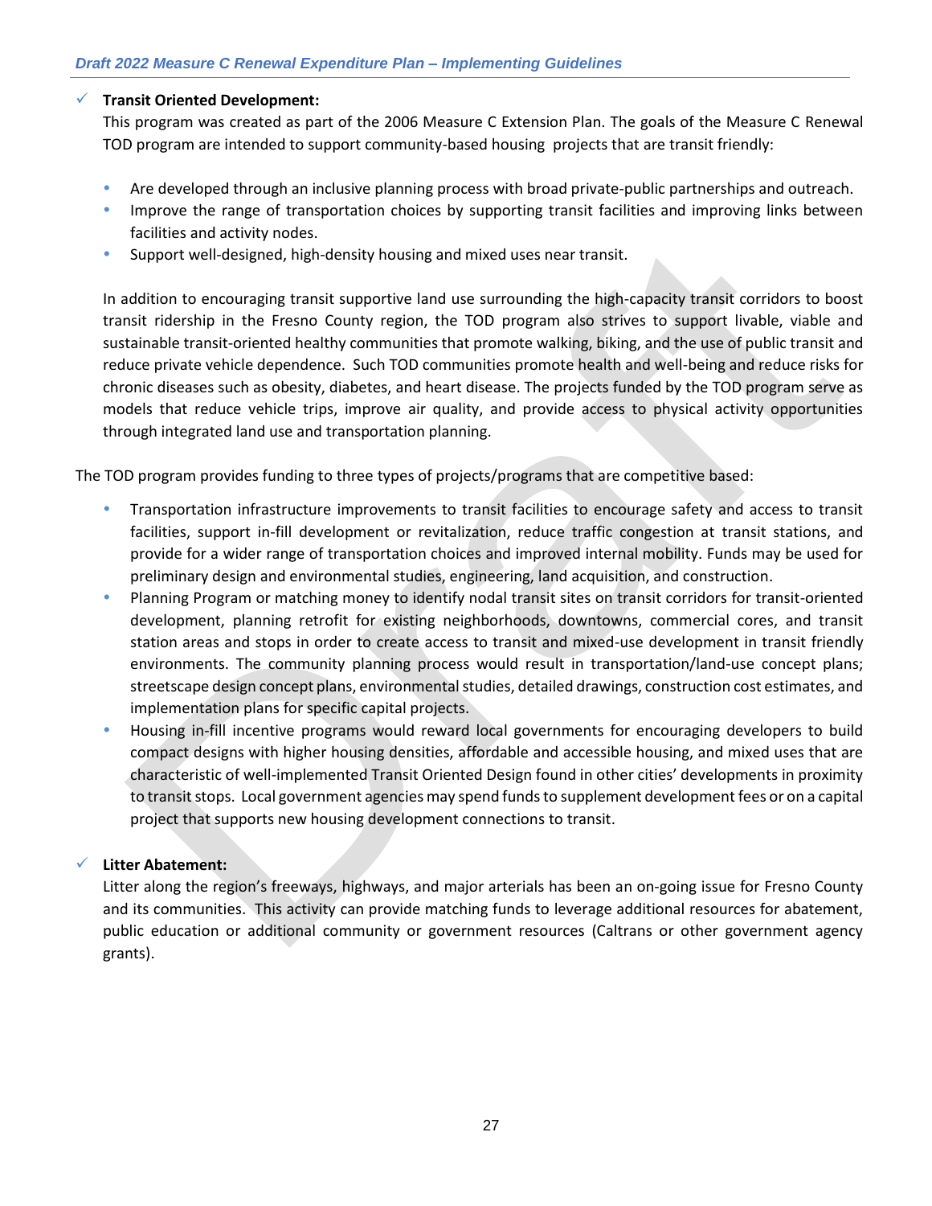- ✓ **Transit Oriented Development:**

  This program was created as part of the 2006 Measure C Extension Plan. The goals of the Measure C Renewal TOD program are intended to support community-based housing projects that are transit friendly:

  - Are developed through an inclusive planning process with broad private-public partnerships and outreach.
  - Improve the range of transportation choices by supporting transit facilities and improving links between facilities and activity nodes.
  - Support well-designed, high-density housing and mixed uses near transit.

  In addition to encouraging transit supportive land use surrounding the high-capacity transit corridors to boost transit ridership in the Fresno County region, the TOD program also strives to support livable, viable and sustainable transit-oriented healthy communities that promote walking, biking, and the use of public transit and reduce private vehicle dependence. Such TOD communities promote health and well-being and reduce risks for chronic diseases such as obesity, diabetes, and heart disease. The projects funded by the TOD program serve as models that reduce vehicle trips, improve air quality, and provide access to physical activity opportunities through integrated land use and transportation planning.

The TOD program provides funding to three types of projects/programs that are competitive based:

- Transportation infrastructure improvements to transit facilities to encourage safety and access to transit facilities, support in-fill development or revitalization, reduce traffic congestion at transit stations, and provide for a wider range of transportation choices and improved internal mobility. Funds may be used for preliminary design and environmental studies, engineering, land acquisition, and construction.
- Planning Program or matching money to identify nodal transit sites on transit corridors for transit-oriented development, planning retrofit for existing neighborhoods, downtowns, commercial cores, and transit station areas and stops in order to create access to transit and mixed-use development in transit friendly environments. The community planning process would result in transportation/land-use concept plans; streetscape design concept plans, environmental studies, detailed drawings, construction cost estimates, and implementation plans for specific capital projects.
- Housing in-fill incentive programs would reward local governments for encouraging developers to build compact designs with higher housing densities, affordable and accessible housing, and mixed uses that are characteristic of well-implemented Transit Oriented Design found in other cities' developments in proximity to transit stops. Local government agencies may spend funds to supplement development fees or on a capital project that supports new housing development connections to transit.

- ✓ **Litter Abatement:**

  Litter along the region's freeways, highways, and major arterials has been an on-going issue for Fresno County and its communities. This activity can provide matching funds to leverage additional resources for abatement, public education or additional community or government resources (Caltrans or other government agency grants).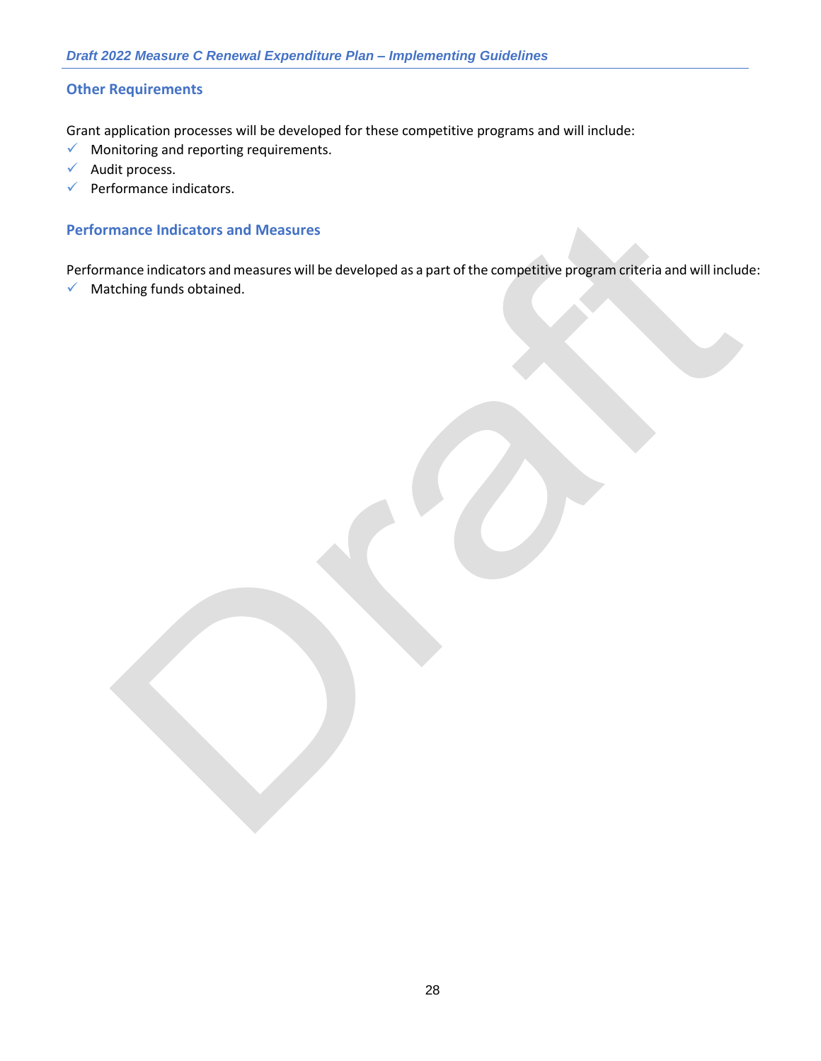## Other Requirements

Grant application processes will be developed for these competitive programs and will include:

- ✓ Monitoring and reporting requirements.
- ✓ Audit process.
- ✓ Performance indicators.

## Performance Indicators and Measures

Performance indicators and measures will be developed as a part of the competitive program criteria and will include:

- ✓ Matching funds obtained.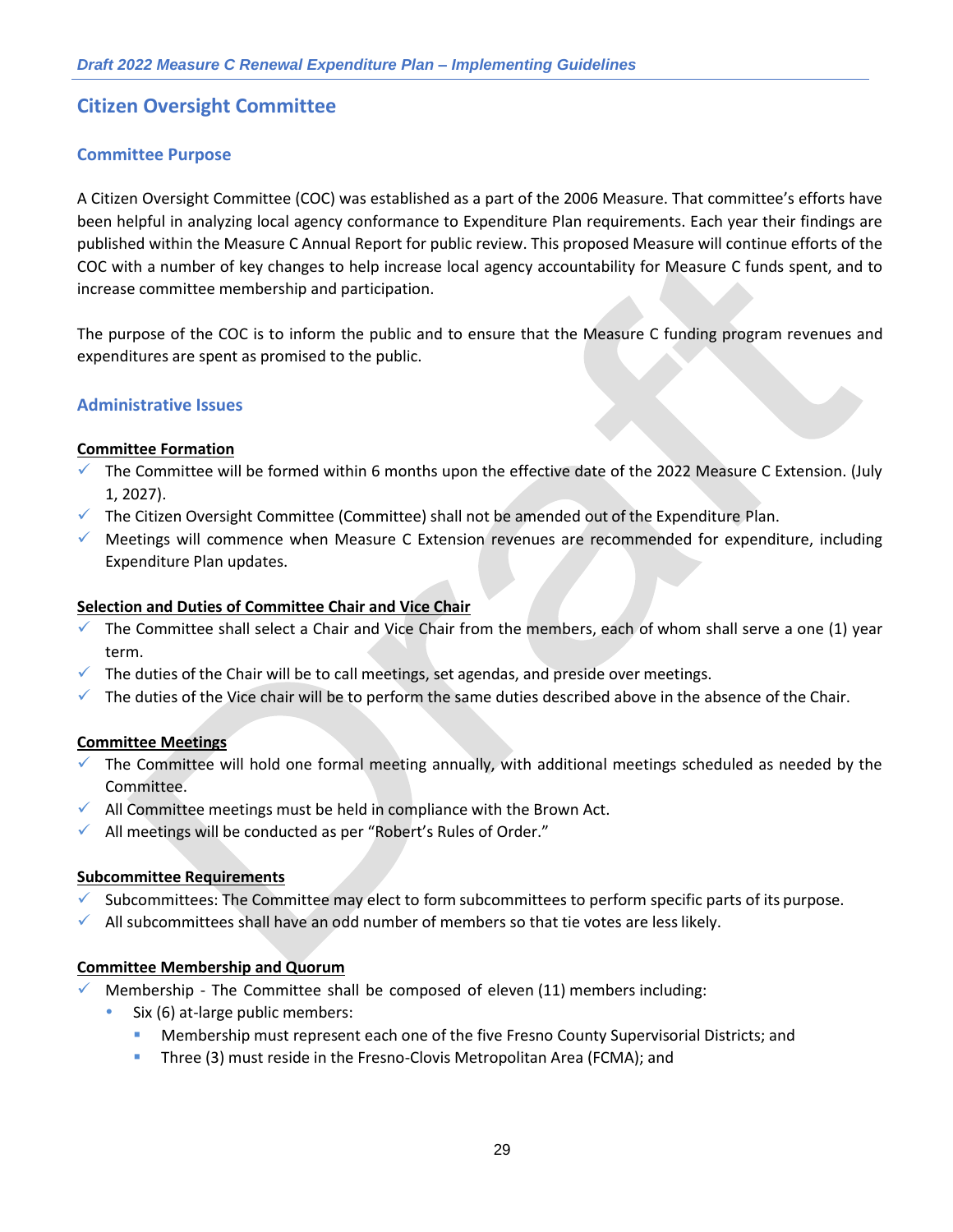## Citizen Oversight Committee

### Committee Purpose

A Citizen Oversight Committee (COC) was established as a part of the 2006 Measure. That committee's efforts have been helpful in analyzing local agency conformance to Expenditure Plan requirements. Each year their findings are published within the Measure C Annual Report for public review. This proposed Measure will continue efforts of the COC with a number of key changes to help increase local agency accountability for Measure C funds spent, and to increase committee membership and participation.

The purpose of the COC is to inform the public and to ensure that the Measure C funding program revenues and expenditures are spent as promised to the public.

### Administrative Issues

**Committee Formation**

- ✓ The Committee will be formed within 6 months upon the effective date of the 2022 Measure C Extension. (July 1, 2027).
- ✓ The Citizen Oversight Committee (Committee) shall not be amended out of the Expenditure Plan.
- ✓ Meetings will commence when Measure C Extension revenues are recommended for expenditure, including Expenditure Plan updates.

**Selection and Duties of Committee Chair and Vice Chair**

- ✓ The Committee shall select a Chair and Vice Chair from the members, each of whom shall serve a one (1) year term.
- ✓ The duties of the Chair will be to call meetings, set agendas, and preside over meetings.
- ✓ The duties of the Vice chair will be to perform the same duties described above in the absence of the Chair.

**Committee Meetings**

- ✓ The Committee will hold one formal meeting annually, with additional meetings scheduled as needed by the Committee.
- ✓ All Committee meetings must be held in compliance with the Brown Act.
- ✓ All meetings will be conducted as per "Robert's Rules of Order."

**Subcommittee Requirements**

- ✓ Subcommittees: The Committee may elect to form subcommittees to perform specific parts of its purpose.
- ✓ All subcommittees shall have an odd number of members so that tie votes are less likely.

**Committee Membership and Quorum**

- ✓ Membership - The Committee shall be composed of eleven (11) members including:
  - Six (6) at-large public members:
    - Membership must represent each one of the five Fresno County Supervisorial Districts; and
    - Three (3) must reside in the Fresno-Clovis Metropolitan Area (FCMA); and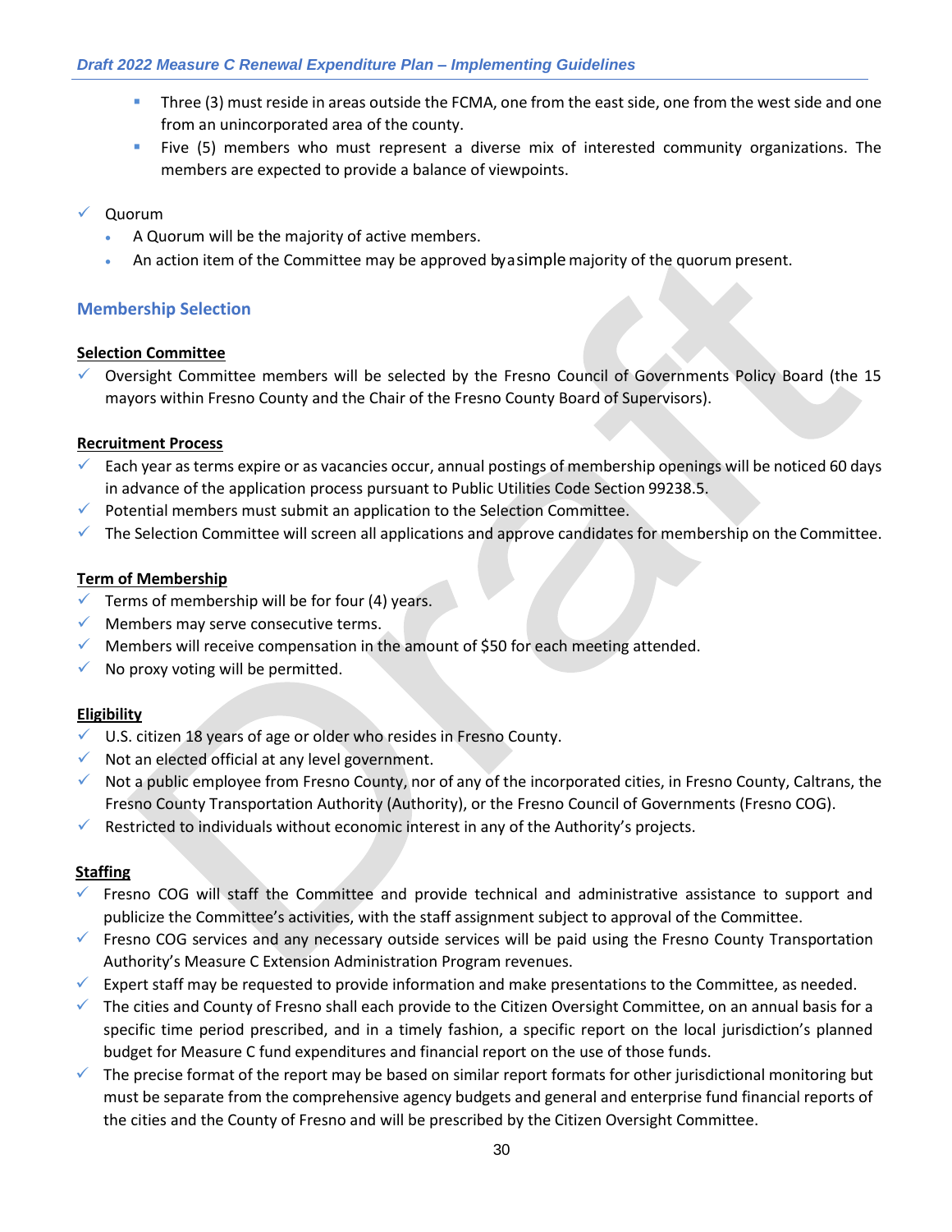- Three (3) must reside in areas outside the FCMA, one from the east side, one from the west side and one from an unincorporated area of the county.
- Five (5) members who must represent a diverse mix of interested community organizations. The members are expected to provide a balance of viewpoints.

- Quorum
  - A Quorum will be the majority of active members.
  - An action item of the Committee may be approved by a simple majority of the quorum present.

### Membership Selection

**Selection Committee**

- Oversight Committee members will be selected by the Fresno Council of Governments Policy Board (the 15 mayors within Fresno County and the Chair of the Fresno County Board of Supervisors).

**Recruitment Process**

- Each year as terms expire or as vacancies occur, annual postings of membership openings will be noticed 60 days in advance of the application process pursuant to Public Utilities Code Section 99238.5.
- Potential members must submit an application to the Selection Committee.
- The Selection Committee will screen all applications and approve candidates for membership on the Committee.

**Term of Membership**

- Terms of membership will be for four (4) years.
- Members may serve consecutive terms.
- Members will receive compensation in the amount of $50 for each meeting attended.
- No proxy voting will be permitted.

**Eligibility**

- U.S. citizen 18 years of age or older who resides in Fresno County.
- Not an elected official at any level government.
- Not a public employee from Fresno County, nor of any of the incorporated cities, in Fresno County, Caltrans, the Fresno County Transportation Authority (Authority), or the Fresno Council of Governments (Fresno COG).
- Restricted to individuals without economic interest in any of the Authority's projects.

**Staffing**

- Fresno COG will staff the Committee and provide technical and administrative assistance to support and publicize the Committee's activities, with the staff assignment subject to approval of the Committee.
- Fresno COG services and any necessary outside services will be paid using the Fresno County Transportation Authority's Measure C Extension Administration Program revenues.
- Expert staff may be requested to provide information and make presentations to the Committee, as needed.
- The cities and County of Fresno shall each provide to the Citizen Oversight Committee, on an annual basis for a specific time period prescribed, and in a timely fashion, a specific report on the local jurisdiction's planned budget for Measure C fund expenditures and financial report on the use of those funds.
- The precise format of the report may be based on similar report formats for other jurisdictional monitoring but must be separate from the comprehensive agency budgets and general and enterprise fund financial reports of the cities and the County of Fresno and will be prescribed by the Citizen Oversight Committee.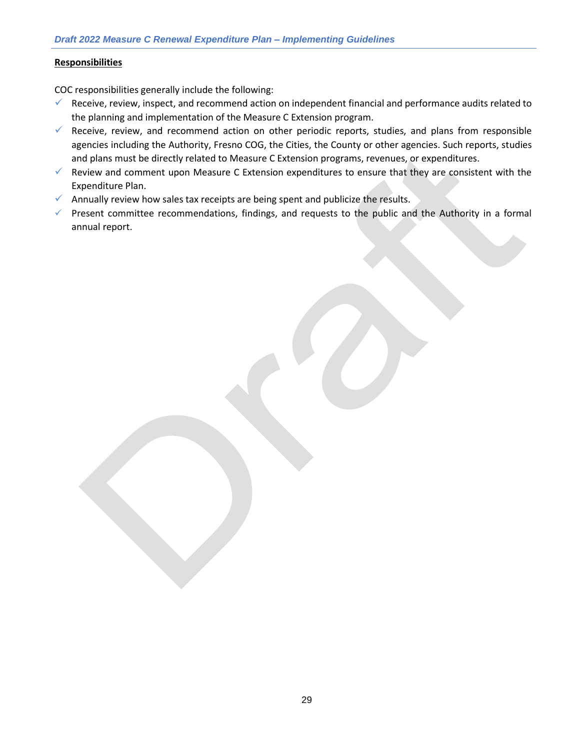**Responsibilities**

COC responsibilities generally include the following:

- ✓ Receive, review, inspect, and recommend action on independent financial and performance audits related to the planning and implementation of the Measure C Extension program.
- ✓ Receive, review, and recommend action on other periodic reports, studies, and plans from responsible agencies including the Authority, Fresno COG, the Cities, the County or other agencies. Such reports, studies and plans must be directly related to Measure C Extension programs, revenues, or expenditures.
- ✓ Review and comment upon Measure C Extension expenditures to ensure that they are consistent with the Expenditure Plan.
- ✓ Annually review how sales tax receipts are being spent and publicize the results.
- ✓ Present committee recommendations, findings, and requests to the public and the Authority in a formal annual report.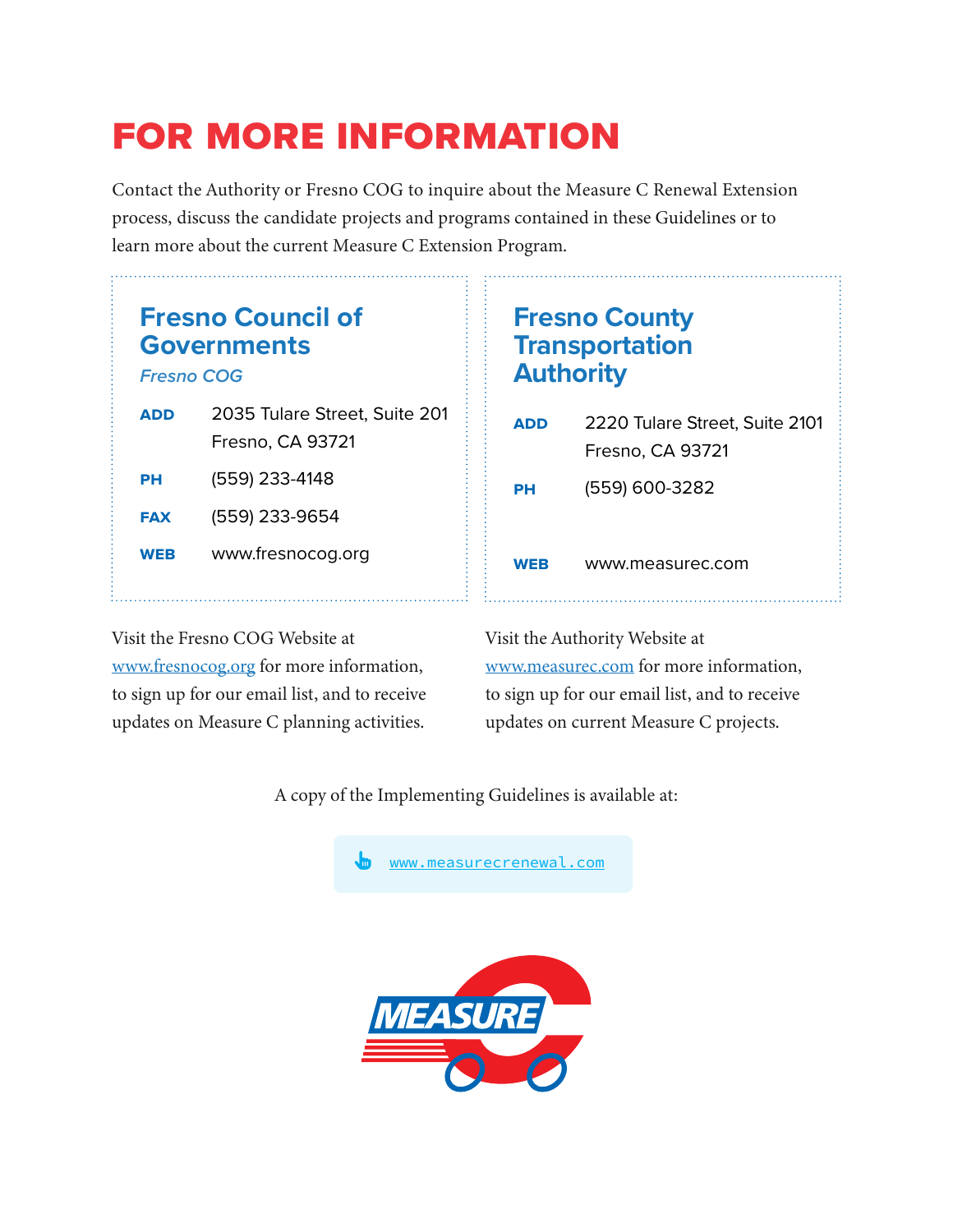# FOR MORE INFORMATION

Contact the Authority or Fresno COG to inquire about the Measure C Renewal Extension process, discuss the candidate projects and programs contained in these Guidelines or to learn more about the current Measure C Extension Program.

## Fresno Council of Governments

*Fresno COG*

**ADD** 2035 Tulare Street, Suite 201
Fresno, CA 93721

**PH** (559) 233-4148

**FAX** (559) 233-9654

**WEB** www.fresnocog.org

Visit the Fresno COG Website at www.fresnocog.org for more information, to sign up for our email list, and to receive updates on Measure C planning activities.

## Fresno County Transportation Authority

**ADD** 2220 Tulare Street, Suite 2101
Fresno, CA 93721

**PH** (559) 600-3282

**WEB** www.measurec.com

Visit the Authority Website at www.measurec.com for more information, to sign up for our email list, and to receive updates on current Measure C projects.

A copy of the Implementing Guidelines is available at:

www.measurecrenewal.com

MEASURE C